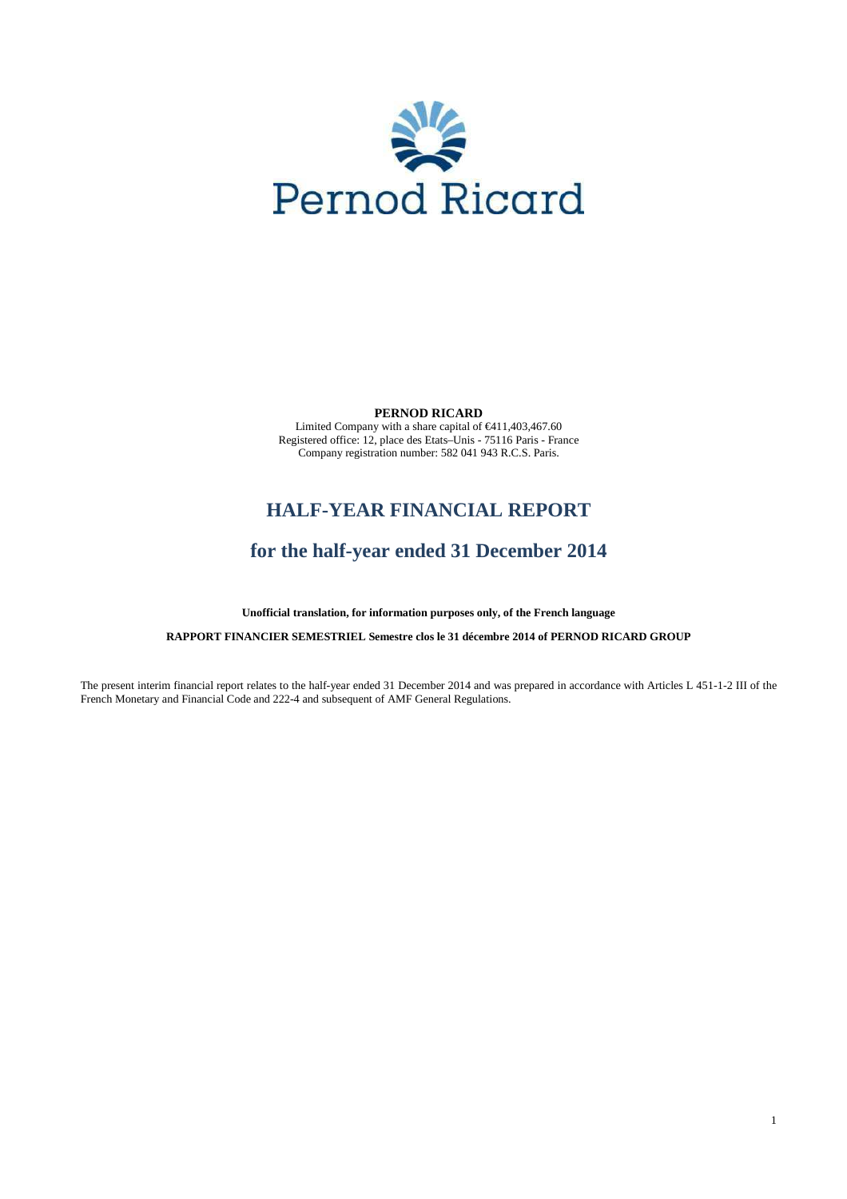Pernod Ricard

**PERNOD RICARD**

Limited Company with a share capital of €411,403,467.60
Registered office: 12, place des Etats–Unis - 75116 Paris - France
Company registration number: 582 041 943 R.C.S. Paris.

# HALF-YEAR FINANCIAL REPORT

## for the half-year ended 31 December 2014

**Unofficial translation, for information purposes only, of the French language**

**RAPPORT FINANCIER SEMESTRIEL Semestre clos le 31 décembre 2014 of PERNOD RICARD GROUP**

The present interim financial report relates to the half-year ended 31 December 2014 and was prepared in accordance with Articles L 451-1-2 III of the French Monetary and Financial Code and 222-4 and subsequent of AMF General Regulations.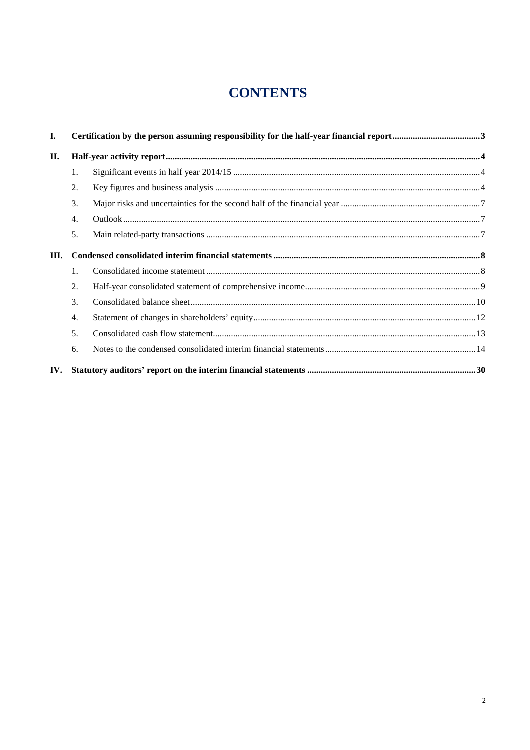# CONTENTS

| | | | |
|---|---|---|---|
| **I.** | **Certification by the person assuming responsibility for the half-year financial report** | | **3** |
| **II.** | **Half-year activity report** | | **4** |
| | 1. | Significant events in half year 2014/15 | 4 |
| | 2. | Key figures and business analysis | 4 |
| | 3. | Major risks and uncertainties for the second half of the financial year | 7 |
| | 4. | Outlook | 7 |
| | 5. | Main related-party transactions | 7 |
| **III.** | **Condensed consolidated interim financial statements** | | **8** |
| | 1. | Consolidated income statement | 8 |
| | 2. | Half-year consolidated statement of comprehensive income | 9 |
| | 3. | Consolidated balance sheet | 10 |
| | 4. | Statement of changes in shareholders' equity | 12 |
| | 5. | Consolidated cash flow statement | 13 |
| | 6. | Notes to the condensed consolidated interim financial statements | 14 |
| **IV.** | **Statutory auditors' report on the interim financial statements** | | **30** |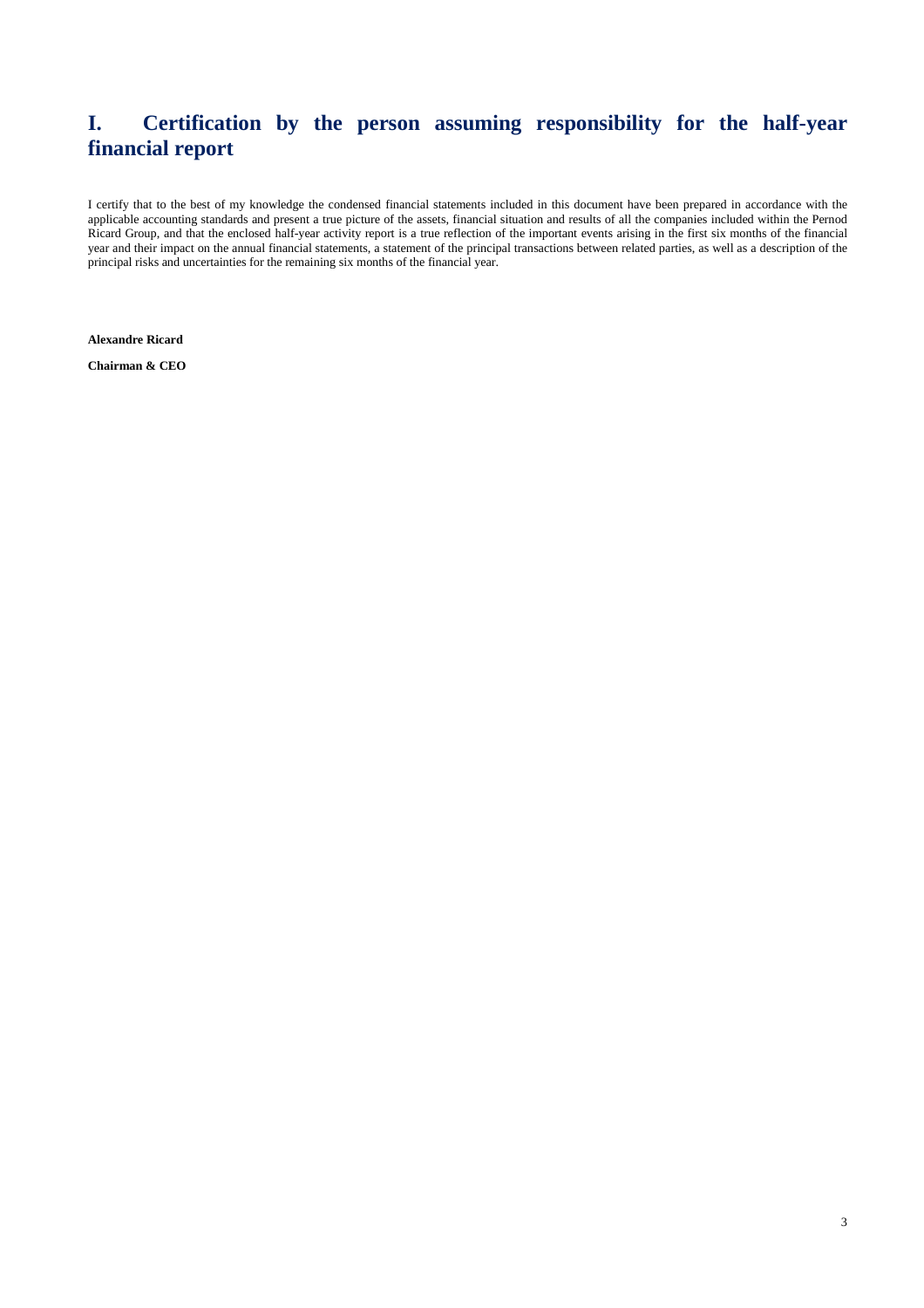# I. Certification by the person assuming responsibility for the half-year financial report

I certify that to the best of my knowledge the condensed financial statements included in this document have been prepared in accordance with the applicable accounting standards and present a true picture of the assets, financial situation and results of all the companies included within the Pernod Ricard Group, and that the enclosed half-year activity report is a true reflection of the important events arising in the first six months of the financial year and their impact on the annual financial statements, a statement of the principal transactions between related parties, as well as a description of the principal risks and uncertainties for the remaining six months of the financial year.

**Alexandre Ricard**

**Chairman & CEO**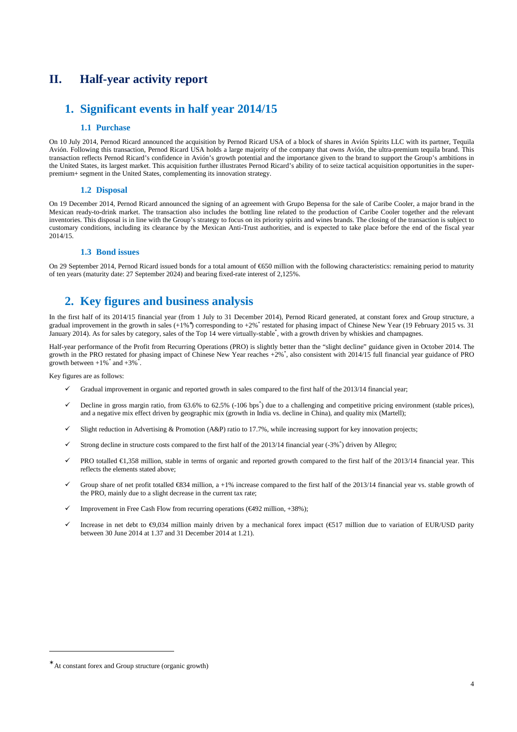# II. Half-year activity report

## 1. Significant events in half year 2014/15

### 1.1 Purchase

On 10 July 2014, Pernod Ricard announced the acquisition by Pernod Ricard USA of a block of shares in Avión Spirits LLC with its partner, Tequila Avión. Following this transaction, Pernod Ricard USA holds a large majority of the company that owns Avión, the ultra-premium tequila brand. This transaction reflects Pernod Ricard's confidence in Avión's growth potential and the importance given to the brand to support the Group's ambitions in the United States, its largest market. This acquisition further illustrates Pernod Ricard's ability of to seize tactical acquisition opportunities in the super-premium+ segment in the United States, complementing its innovation strategy.

### 1.2 Disposal

On 19 December 2014, Pernod Ricard announced the signing of an agreement with Grupo Bepensa for the sale of Caribe Cooler, a major brand in the Mexican ready-to-drink market. The transaction also includes the bottling line related to the production of Caribe Cooler together and the relevant inventories. This disposal is in line with the Group's strategy to focus on its priority spirits and wines brands. The closing of the transaction is subject to customary conditions, including its clearance by the Mexican Anti-Trust authorities, and is expected to take place before the end of the fiscal year 2014/15.

### 1.3 Bond issues

On 29 September 2014, Pernod Ricard issued bonds for a total amount of €650 million with the following characteristics: remaining period to maturity of ten years (maturity date: 27 September 2024) and bearing fixed-rate interest of 2,125%.

## 2. Key figures and business analysis

In the first half of its 2014/15 financial year (from 1 July to 31 December 2014), Pernod Ricard generated, at constant forex and Group structure, a gradual improvement in the growth in sales (+1%*) corresponding to +2%* restated for phasing impact of Chinese New Year (19 February 2015 vs. 31 January 2014). As for sales by category, sales of the Top 14 were virtually-stable*, with a growth driven by whiskies and champagnes.

Half-year performance of the Profit from Recurring Operations (PRO) is slightly better than the "slight decline" guidance given in October 2014. The growth in the PRO restated for phasing impact of Chinese New Year reaches +2%*, also consistent with 2014/15 full financial year guidance of PRO growth between +1%* and +3%*.

Key figures are as follows:

- ✓ Gradual improvement in organic and reported growth in sales compared to the first half of the 2013/14 financial year;
- ✓ Decline in gross margin ratio, from 63.6% to 62.5% (-106 bps*) due to a challenging and competitive pricing environment (stable prices), and a negative mix effect driven by geographic mix (growth in India vs. decline in China), and quality mix (Martell);
- ✓ Slight reduction in Advertising & Promotion (A&P) ratio to 17.7%, while increasing support for key innovation projects;
- ✓ Strong decline in structure costs compared to the first half of the 2013/14 financial year (-3%*) driven by Allegro;
- ✓ PRO totalled €1,358 million, stable in terms of organic and reported growth compared to the first half of the 2013/14 financial year. This reflects the elements stated above;
- ✓ Group share of net profit totalled €834 million, a +1% increase compared to the first half of the 2013/14 financial year vs. stable growth of the PRO, mainly due to a slight decrease in the current tax rate;
- ✓ Improvement in Free Cash Flow from recurring operations (€492 million, +38%);
- ✓ Increase in net debt to €9,034 million mainly driven by a mechanical forex impact (€517 million due to variation of EUR/USD parity between 30 June 2014 at 1.37 and 31 December 2014 at 1.21).

---

* At constant forex and Group structure (organic growth)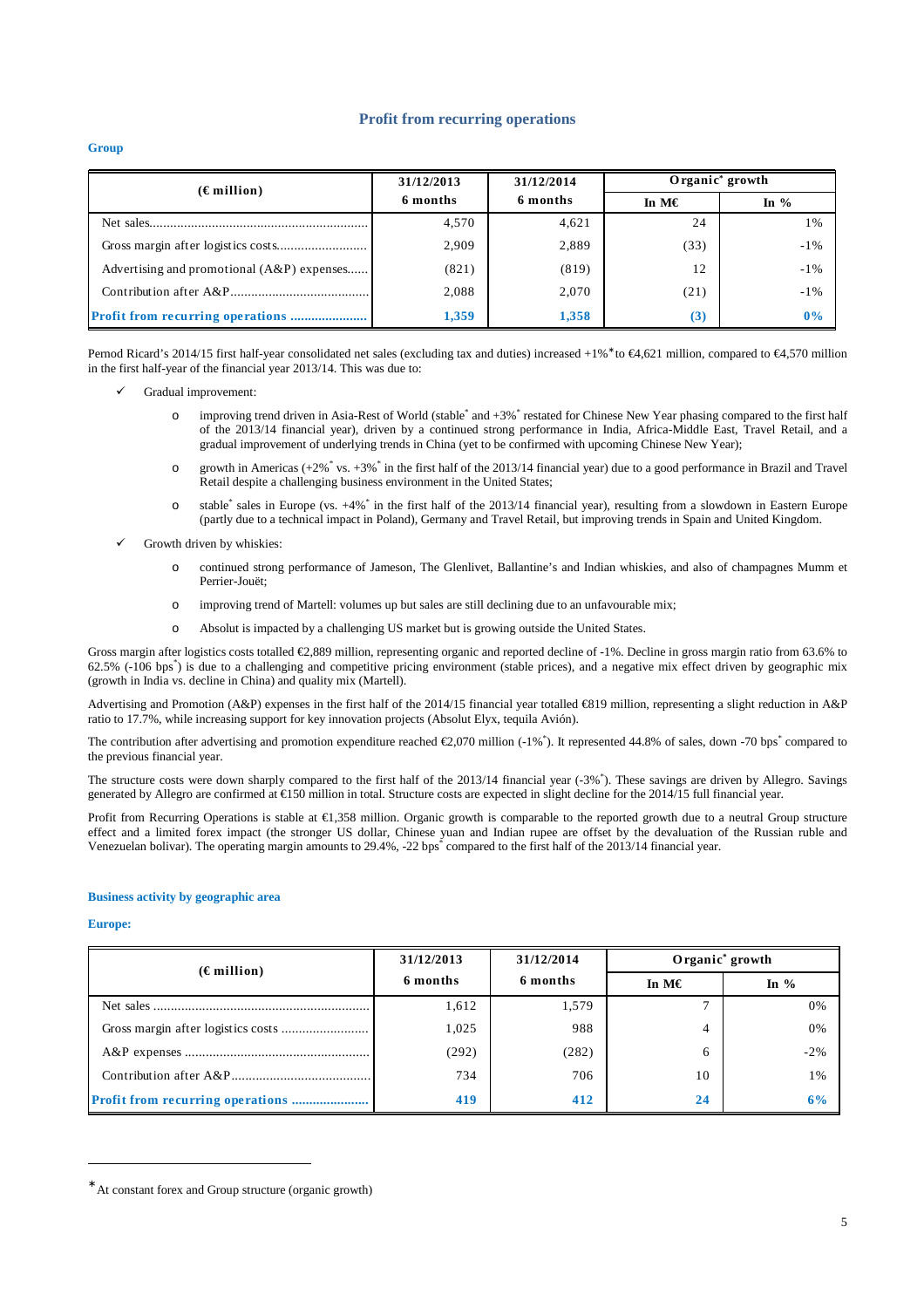## Profit from recurring operations

### Group

| (€ million) | 31/12/2013 6 months | 31/12/2014 6 months | Organic* growth | |
|---|---|---|---|---|
| | | | In M€ | In % |
| Net sales | 4,570 | 4,621 | 24 | 1% |
| Gross margin after logistics costs | 2,909 | 2,889 | (33) | -1% |
| Advertising and promotional (A&P) expenses | (821) | (819) | 12 | -1% |
| Contribution after A&P | 2,088 | 2,070 | (21) | -1% |
| **Profit from recurring operations** | **1,359** | **1,358** | **(3)** | **0%** |

Pernod Ricard's 2014/15 first half-year consolidated net sales (excluding tax and duties) increased +1%* to €4,621 million, compared to €4,570 million in the first half-year of the financial year 2013/14. This was due to:

- ✓ Gradual improvement:
  - o improving trend driven in Asia-Rest of World (stable* and +3%* restated for Chinese New Year phasing compared to the first half of the 2013/14 financial year), driven by a continued strong performance in India, Africa-Middle East, Travel Retail, and a gradual improvement of underlying trends in China (yet to be confirmed with upcoming Chinese New Year);
  - o growth in Americas (+2%* vs. +3%* in the first half of the 2013/14 financial year) due to a good performance in Brazil and Travel Retail despite a challenging business environment in the United States;
  - o stable* sales in Europe (vs. +4%* in the first half of the 2013/14 financial year), resulting from a slowdown in Eastern Europe (partly due to a technical impact in Poland), Germany and Travel Retail, but improving trends in Spain and United Kingdom.
- ✓ Growth driven by whiskies:
  - o continued strong performance of Jameson, The Glenlivet, Ballantine's and Indian whiskies, and also of champagnes Mumm et Perrier-Jouët;
  - o improving trend of Martell: volumes up but sales are still declining due to an unfavourable mix;
  - o Absolut is impacted by a challenging US market but is growing outside the United States.

Gross margin after logistics costs totalled €2,889 million, representing organic and reported decline of -1%. Decline in gross margin ratio from 63.6% to 62.5% (-106 bps*) is due to a challenging and competitive pricing environment (stable prices), and a negative mix effect driven by geographic mix (growth in India vs. decline in China) and quality mix (Martell).

Advertising and Promotion (A&P) expenses in the first half of the 2014/15 financial year totalled €819 million, representing a slight reduction in A&P ratio to 17.7%, while increasing support for key innovation projects (Absolut Elyx, tequila Avión).

The contribution after advertising and promotion expenditure reached €2,070 million (-1%*). It represented 44.8% of sales, down -70 bps* compared to the previous financial year.

The structure costs were down sharply compared to the first half of the 2013/14 financial year (-3%*). These savings are driven by Allegro. Savings generated by Allegro are confirmed at €150 million in total. Structure costs are expected in slight decline for the 2014/15 full financial year.

Profit from Recurring Operations is stable at €1,358 million. Organic growth is comparable to the reported growth due to a neutral Group structure effect and a limited forex impact (the stronger US dollar, Chinese yuan and Indian rupee are offset by the devaluation of the Russian ruble and Venezuelan bolivar). The operating margin amounts to 29.4%, -22 bps* compared to the first half of the 2013/14 financial year.

### Business activity by geographic area

**Europe:**

| (€ million) | 31/12/2013 6 months | 31/12/2014 6 months | Organic* growth | |
|---|---|---|---|---|
| | | | In M€ | In % |
| Net sales | 1,612 | 1,579 | 7 | 0% |
| Gross margin after logistics costs | 1,025 | 988 | 4 | 0% |
| A&P expenses | (292) | (282) | 6 | -2% |
| Contribution after A&P | 734 | 706 | 10 | 1% |
| **Profit from recurring operations** | **419** | **412** | **24** | **6%** |

* At constant forex and Group structure (organic growth)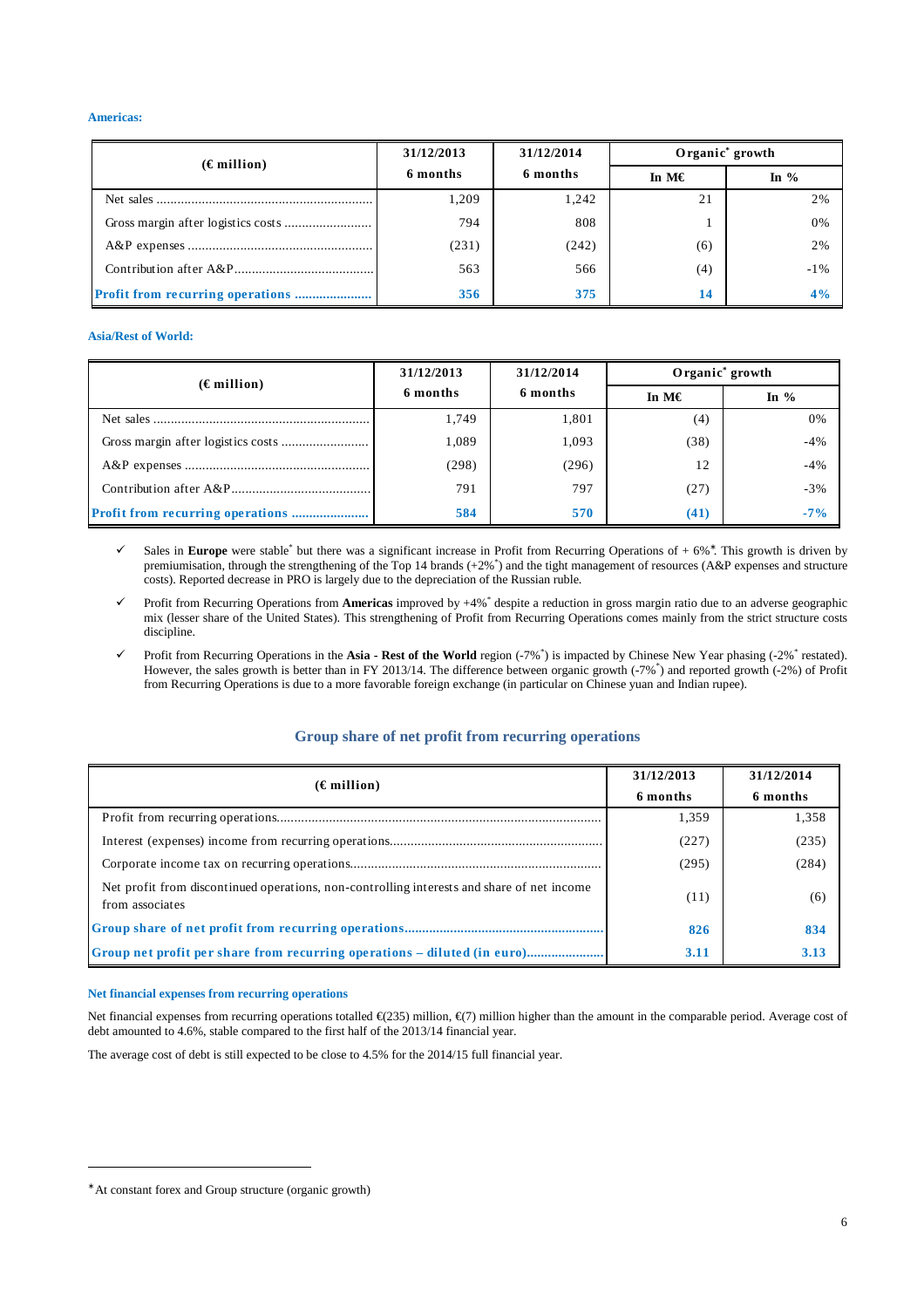**Americas:**

| (€ million) | 31/12/2013 6 months | 31/12/2014 6 months | Organic* growth | |
|---|---|---|---|---|
| | | | In M€ | In % |
| Net sales | 1,209 | 1,242 | 21 | 2% |
| Gross margin after logistics costs | 794 | 808 | 1 | 0% |
| A&P expenses | (231) | (242) | (6) | 2% |
| Contribution after A&P | 563 | 566 | (4) | -1% |
| **Profit from recurring operations** | **356** | **375** | **14** | **4%** |

**Asia/Rest of World:**

| (€ million) | 31/12/2013 6 months | 31/12/2014 6 months | Organic* growth | |
|---|---|---|---|---|
| | | | In M€ | In % |
| Net sales | 1,749 | 1,801 | (4) | 0% |
| Gross margin after logistics costs | 1,089 | 1,093 | (38) | -4% |
| A&P expenses | (298) | (296) | 12 | -4% |
| Contribution after A&P | 791 | 797 | (27) | -3% |
| **Profit from recurring operations** | **584** | **570** | **(41)** | **-7%** |

- ✓ Sales in **Europe** were stable* but there was a significant increase in Profit from Recurring Operations of + 6%*. This growth is driven by premiumisation, through the strengthening of the Top 14 brands (+2%*) and the tight management of resources (A&P expenses and structure costs). Reported decrease in PRO is largely due to the depreciation of the Russian ruble.
- ✓ Profit from Recurring Operations from **Americas** improved by +4%* despite a reduction in gross margin ratio due to an adverse geographic mix (lesser share of the United States). This strengthening of Profit from Recurring Operations comes mainly from the strict structure costs discipline.
- ✓ Profit from Recurring Operations in the **Asia - Rest of the World** region (-7%*) is impacted by Chinese New Year phasing (-2%* restated). However, the sales growth is better than in FY 2013/14. The difference between organic growth (-7%*) and reported growth (-2%) of Profit from Recurring Operations is due to a more favorable foreign exchange (in particular on Chinese yuan and Indian rupee).

## Group share of net profit from recurring operations

| (€ million) | 31/12/2013 6 months | 31/12/2014 6 months |
|---|---|---|
| Profit from recurring operations | 1,359 | 1,358 |
| Interest (expenses) income from recurring operations | (227) | (235) |
| Corporate income tax on recurring operations | (295) | (284) |
| Net profit from discontinued operations, non-controlling interests and share of net income from associates | (11) | (6) |
| **Group share of net profit from recurring operations** | **826** | **834** |
| **Group net profit per share from recurring operations – diluted (in euro)** | **3.11** | **3.13** |

**Net financial expenses from recurring operations**

Net financial expenses from recurring operations totalled €(235) million, €(7) million higher than the amount in the comparable period. Average cost of debt amounted to 4.6%, stable compared to the first half of the 2013/14 financial year.

The average cost of debt is still expected to be close to 4.5% for the 2014/15 full financial year.

---

\* At constant forex and Group structure (organic growth)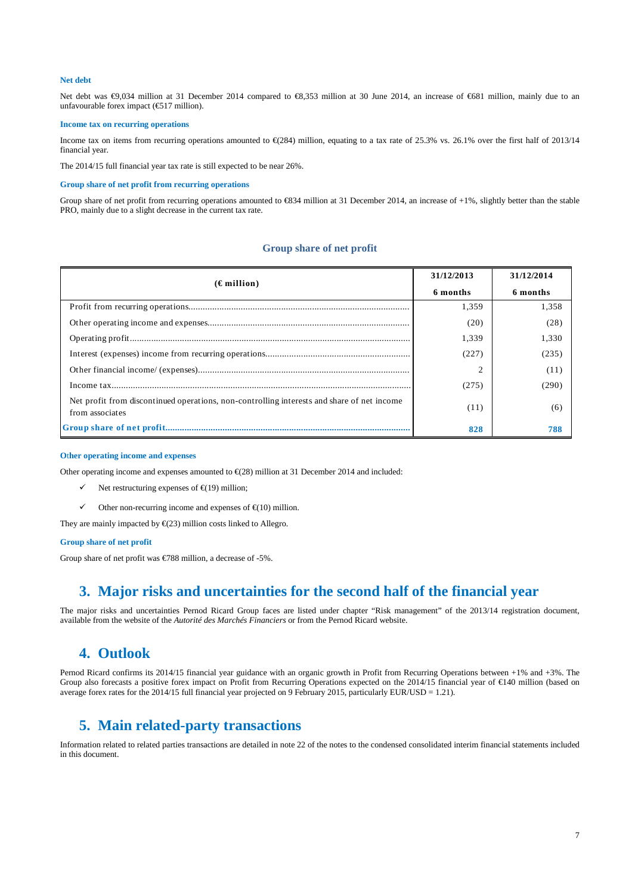### Net debt

Net debt was €9,034 million at 31 December 2014 compared to €8,353 million at 30 June 2014, an increase of €681 million, mainly due to an unfavourable forex impact (€517 million).

### Income tax on recurring operations

Income tax on items from recurring operations amounted to €(284) million, equating to a tax rate of 25.3% vs. 26.1% over the first half of 2013/14 financial year.

The 2014/15 full financial year tax rate is still expected to be near 26%.

### Group share of net profit from recurring operations

Group share of net profit from recurring operations amounted to €834 million at 31 December 2014, an increase of +1%, slightly better than the stable PRO, mainly due to a slight decrease in the current tax rate.

**Group share of net profit**

| (€ million) | 31/12/2013 6 months | 31/12/2014 6 months |
|---|---|---|
| Profit from recurring operations | 1,359 | 1,358 |
| Other operating income and expenses | (20) | (28) |
| Operating profit | 1,339 | 1,330 |
| Interest (expenses) income from recurring operations | (227) | (235) |
| Other financial income/ (expenses) | 2 | (11) |
| Income tax | (275) | (290) |
| Net profit from discontinued operations, non-controlling interests and share of net income from associates | (11) | (6) |
| **Group share of net profit** | **828** | **788** |

### Other operating income and expenses

Other operating income and expenses amounted to €(28) million at 31 December 2014 and included:

- ✓ Net restructuring expenses of €(19) million;
- ✓ Other non-recurring income and expenses of €(10) million.

They are mainly impacted by €(23) million costs linked to Allegro.

### Group share of net profit

Group share of net profit was €788 million, a decrease of -5%.

## 3. Major risks and uncertainties for the second half of the financial year

The major risks and uncertainties Pernod Ricard Group faces are listed under chapter "Risk management" of the 2013/14 registration document, available from the website of the *Autorité des Marchés Financiers* or from the Pernod Ricard website.

## 4. Outlook

Pernod Ricard confirms its 2014/15 financial year guidance with an organic growth in Profit from Recurring Operations between +1% and +3%. The Group also forecasts a positive forex impact on Profit from Recurring Operations expected on the 2014/15 financial year of €140 million (based on average forex rates for the 2014/15 full financial year projected on 9 February 2015, particularly EUR/USD = 1.21).

## 5. Main related-party transactions

Information related to related parties transactions are detailed in note 22 of the notes to the condensed consolidated interim financial statements included in this document.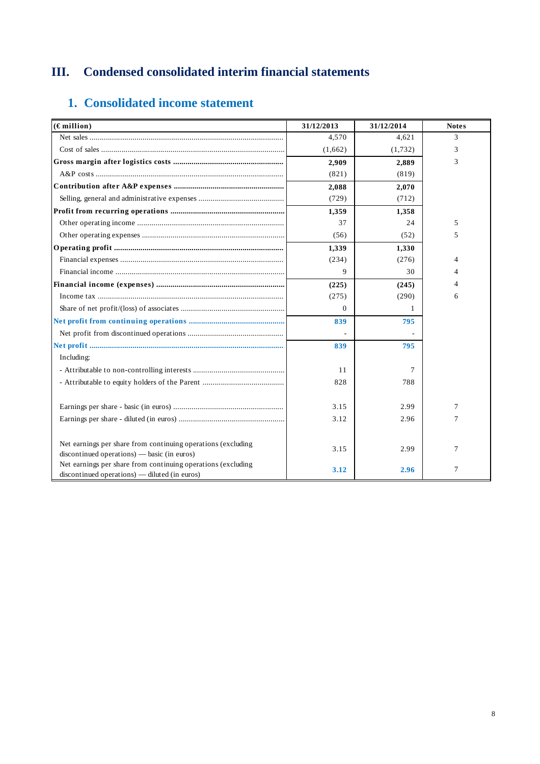# III. Condensed consolidated interim financial statements

## 1. Consolidated income statement

| (€ million) | 31/12/2013 | 31/12/2014 | Notes |
|---|---|---|---|
| Net sales | 4,570 | 4,621 | 3 |
| Cost of sales | (1,662) | (1,732) | 3 |
| **Gross margin after logistics costs** | **2,909** | **2,889** | 3 |
| A&P costs | (821) | (819) | |
| **Contribution after A&P expenses** | **2,088** | **2,070** | |
| Selling, general and administrative expenses | (729) | (712) | |
| **Profit from recurring operations** | **1,359** | **1,358** | |
| Other operating income | 37 | 24 | 5 |
| Other operating expenses | (56) | (52) | 5 |
| **Operating profit** | **1,339** | **1,330** | |
| Financial expenses | (234) | (276) | 4 |
| Financial income | 9 | 30 | 4 |
| **Financial income (expenses)** | **(225)** | **(245)** | 4 |
| Income tax | (275) | (290) | 6 |
| Share of net profit/(loss) of associates | 0 | 1 | |
| **Net profit from continuing operations** | **839** | **795** | |
| Net profit from discontinued operations | - | - | |
| **Net profit** | **839** | **795** | |
| Including: | | | |
| - Attributable to non-controlling interests | 11 | 7 | |
| - Attributable to equity holders of the Parent | 828 | 788 | |
| | | | |
| Earnings per share - basic (in euros) | 3.15 | 2.99 | 7 |
| Earnings per share - diluted (in euros) | 3.12 | 2.96 | 7 |
| | | | |
| Net earnings per share from continuing operations (excluding discontinued operations) — basic (in euros) | 3.15 | 2.99 | 7 |
| Net earnings per share from continuing operations (excluding discontinued operations) — diluted (in euros) | **3.12** | **2.96** | 7 |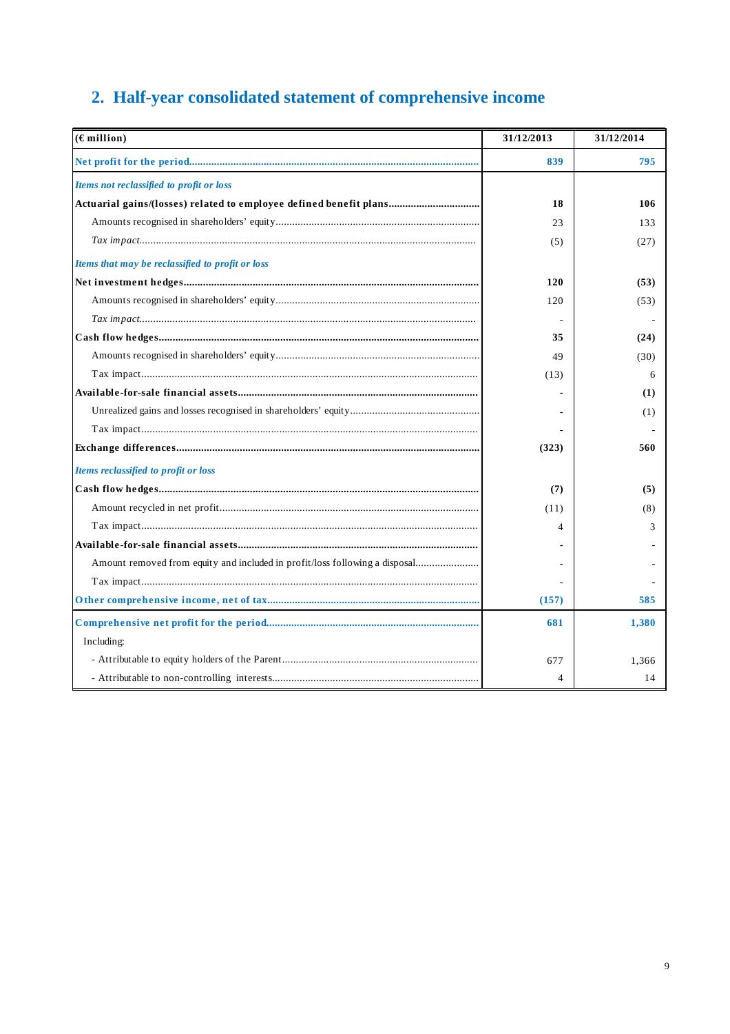## 2. Half-year consolidated statement of comprehensive income

| (€ million) | 31/12/2013 | 31/12/2014 |
|---|---|---|
| **Net profit for the period** | **839** | **795** |
| *Items not reclassified to profit or loss* | | |
| **Actuarial gains/(losses) related to employee defined benefit plans** | **18** | **106** |
| Amounts recognised in shareholders' equity | 23 | 133 |
| *Tax impact* | (5) | (27) |
| *Items that may be reclassified to profit or loss* | | |
| **Net investment hedges** | **120** | **(53)** |
| Amounts recognised in shareholders' equity | 120 | (53) |
| *Tax impact* | - | - |
| **Cash flow hedges** | **35** | **(24)** |
| Amounts recognised in shareholders' equity | 49 | (30) |
| Tax impact | (13) | 6 |
| **Available-for-sale financial assets** | **-** | **(1)** |
| Unrealized gains and losses recognised in shareholders' equity | - | (1) |
| Tax impact | - | - |
| **Exchange differences** | **(323)** | **560** |
| *Items reclassified to profit or loss* | | |
| **Cash flow hedges** | **(7)** | **(5)** |
| Amount recycled in net profit | (11) | (8) |
| Tax impact | 4 | 3 |
| **Available-for-sale financial assets** | **-** | **-** |
| Amount removed from equity and included in profit/loss following a disposal | - | - |
| Tax impact | - | - |
| **Other comprehensive income, net of tax** | **(157)** | **585** |
| **Comprehensive net profit for the period** | **681** | **1,380** |
| Including: | | |
| - Attributable to equity holders of the Parent | 677 | 1,366 |
| - Attributable to non-controlling interests | 4 | 14 |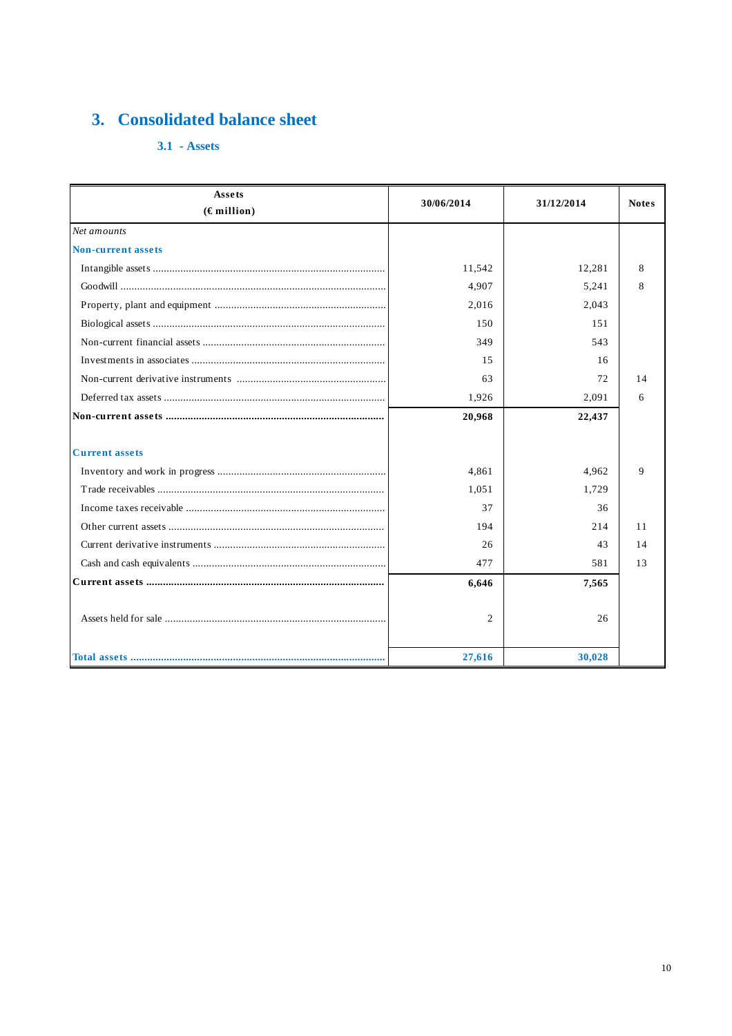# 3. Consolidated balance sheet

### 3.1 - Assets

| Assets (€ million) | 30/06/2014 | 31/12/2014 | Notes |
|---|---|---|---|
| *Net amounts* | | | |
| **Non-current assets** | | | |
| Intangible assets | 11,542 | 12,281 | 8 |
| Goodwill | 4,907 | 5,241 | 8 |
| Property, plant and equipment | 2,016 | 2,043 | |
| Biological assets | 150 | 151 | |
| Non-current financial assets | 349 | 543 | |
| Investments in associates | 15 | 16 | |
| Non-current derivative instruments | 63 | 72 | 14 |
| Deferred tax assets | 1,926 | 2,091 | 6 |
| **Non-current assets** | **20,968** | **22,437** | |
| **Current assets** | | | |
| Inventory and work in progress | 4,861 | 4,962 | 9 |
| Trade receivables | 1,051 | 1,729 | |
| Income taxes receivable | 37 | 36 | |
| Other current assets | 194 | 214 | 11 |
| Current derivative instruments | 26 | 43 | 14 |
| Cash and cash equivalents | 477 | 581 | 13 |
| **Current assets** | **6,646** | **7,565** | |
| Assets held for sale | 2 | 26 | |
| **Total assets** | **27,616** | **30,028** | |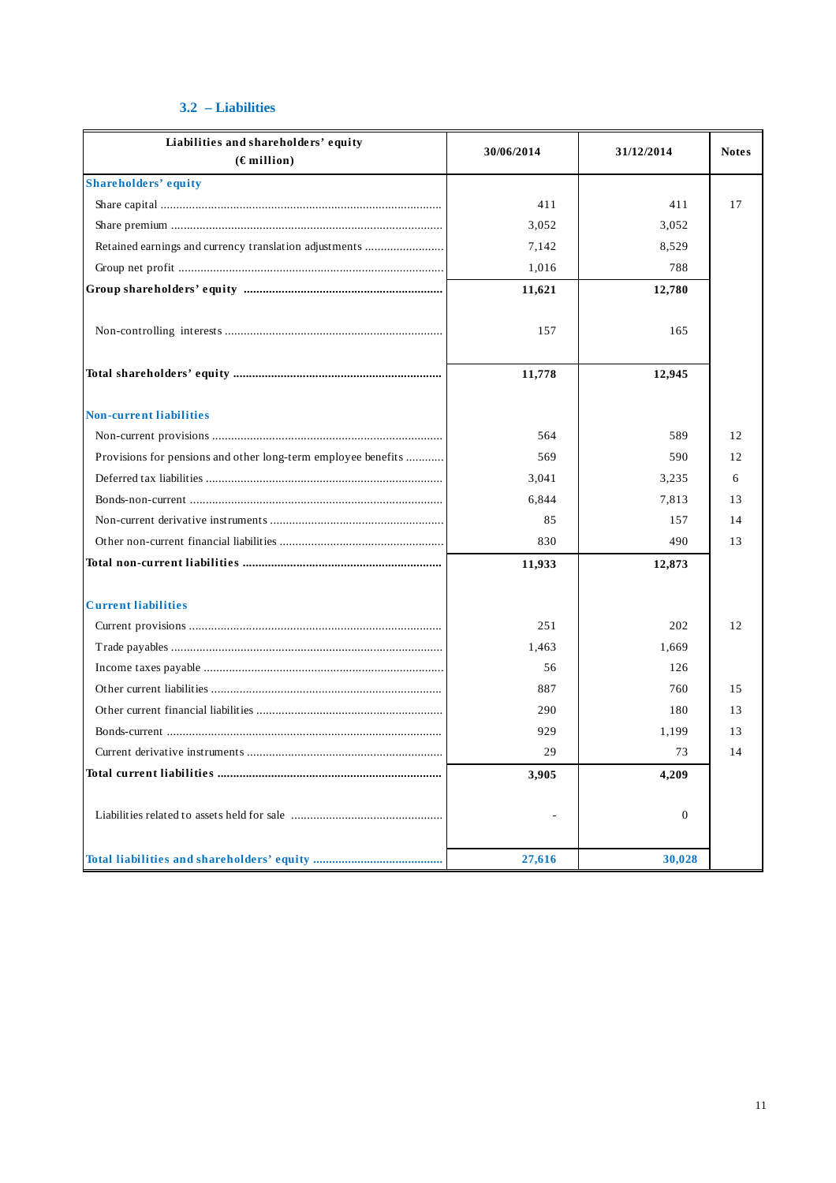### 3.2 – Liabilities

| Liabilities and shareholders' equity (€ million) | 30/06/2014 | 31/12/2014 | Notes |
|---|---|---|---|
| **Shareholders' equity** | | | |
| Share capital | 411 | 411 | 17 |
| Share premium | 3,052 | 3,052 | |
| Retained earnings and currency translation adjustments | 7,142 | 8,529 | |
| Group net profit | 1,016 | 788 | |
| **Group shareholders' equity** | **11,621** | **12,780** | |
| Non-controlling interests | 157 | 165 | |
| **Total shareholders' equity** | **11,778** | **12,945** | |
| **Non-current liabilities** | | | |
| Non-current provisions | 564 | 589 | 12 |
| Provisions for pensions and other long-term employee benefits | 569 | 590 | 12 |
| Deferred tax liabilities | 3,041 | 3,235 | 6 |
| Bonds-non-current | 6,844 | 7,813 | 13 |
| Non-current derivative instruments | 85 | 157 | 14 |
| Other non-current financial liabilities | 830 | 490 | 13 |
| **Total non-current liabilities** | **11,933** | **12,873** | |
| **Current liabilities** | | | |
| Current provisions | 251 | 202 | 12 |
| Trade payables | 1,463 | 1,669 | |
| Income taxes payable | 56 | 126 | |
| Other current liabilities | 887 | 760 | 15 |
| Other current financial liabilities | 290 | 180 | 13 |
| Bonds-current | 929 | 1,199 | 13 |
| Current derivative instruments | 29 | 73 | 14 |
| **Total current liabilities** | **3,905** | **4,209** | |
| Liabilities related to assets held for sale | - | 0 | |
| **Total liabilities and shareholders' equity** | **27,616** | **30,028** | |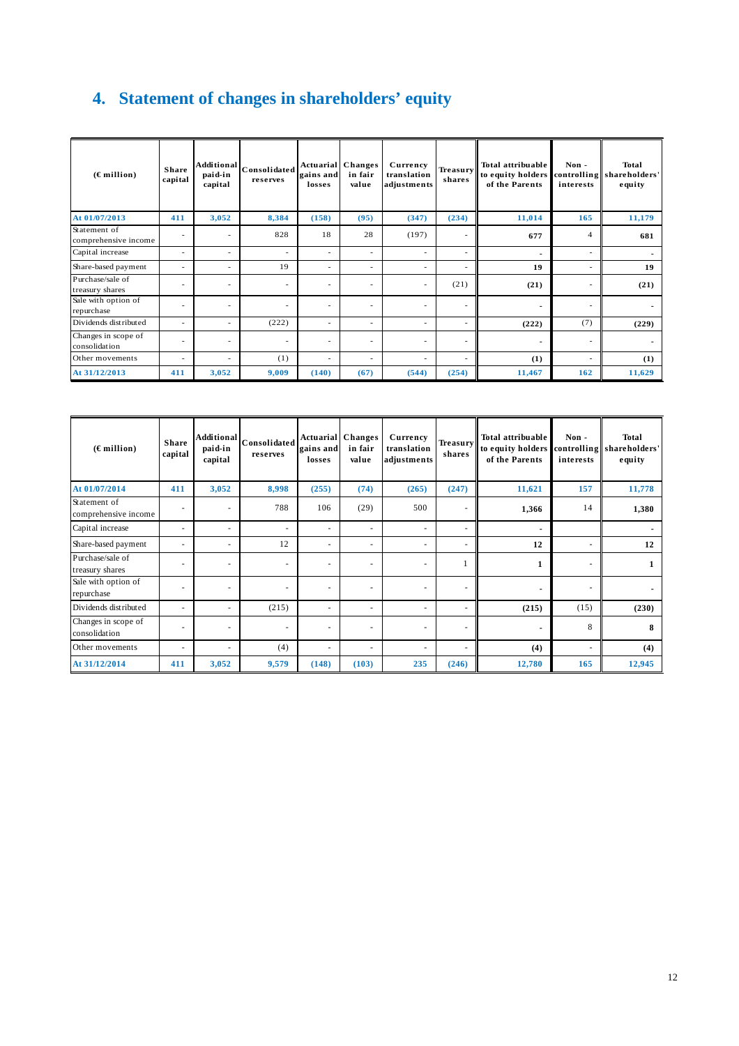# 4. Statement of changes in shareholders' equity

| (€ million) | Share capital | Additional paid-in capital | Consolidated reserves | Actuarial gains and losses | Changes in fair value | Currency translation adjustments | Treasury shares | Total attributable to equity holders of the Parents | Non - controlling interests | Total shareholders' equity |
|---|---|---|---|---|---|---|---|---|---|---|
| **At 01/07/2013** | **411** | **3,052** | **8,384** | **(158)** | **(95)** | **(347)** | **(234)** | **11,014** | **165** | **11,179** |
| Statement of comprehensive income | - | - | 828 | 18 | 28 | (197) | - | **677** | 4 | **681** |
| Capital increase | - | - | - | - | - | - | - | **-** | - | **-** |
| Share-based payment | - | - | 19 | - | - | - | - | **19** | - | **19** |
| Purchase/sale of treasury shares | - | - | - | - | - | - | (21) | **(21)** | - | **(21)** |
| Sale with option of repurchase | - | - | - | - | - | - | - | **-** | - | **-** |
| Dividends distributed | - | - | (222) | - | - | - | - | **(222)** | (7) | **(229)** |
| Changes in scope of consolidation | - | - | - | - | - | - | - | **-** | - | **-** |
| Other movements | - | - | (1) | - | - | - | - | **(1)** | - | **(1)** |
| **At 31/12/2013** | **411** | **3,052** | **9,009** | **(140)** | **(67)** | **(544)** | **(254)** | **11,467** | **162** | **11,629** |

| (€ million) | Share capital | Additional paid-in capital | Consolidated reserves | Actuarial gains and losses | Changes in fair value | Currency translation adjustments | Treasury shares | Total attributable to equity holders of the Parents | Non - controlling interests | Total shareholders' equity |
|---|---|---|---|---|---|---|---|---|---|---|
| **At 01/07/2014** | **411** | **3,052** | **8,998** | **(255)** | **(74)** | **(265)** | **(247)** | **11,621** | **157** | **11,778** |
| Statement of comprehensive income | - | - | 788 | 106 | (29) | 500 | - | **1,366** | 14 | **1,380** |
| Capital increase | - | - | - | - | - | - | - | **-** | | **-** |
| Share-based payment | - | - | 12 | - | - | - | - | **12** | - | **12** |
| Purchase/sale of treasury shares | - | - | - | - | - | - | 1 | **1** | - | **1** |
| Sale with option of repurchase | - | - | - | - | - | - | - | **-** | - | **-** |
| Dividends distributed | - | - | (215) | - | - | - | - | **(215)** | (15) | **(230)** |
| Changes in scope of consolidation | - | - | - | - | - | - | - | **-** | 8 | **8** |
| Other movements | - | - | (4) | - | - | - | - | **(4)** | - | **(4)** |
| **At 31/12/2014** | **411** | **3,052** | **9,579** | **(148)** | **(103)** | **235** | **(246)** | **12,780** | **165** | **12,945** |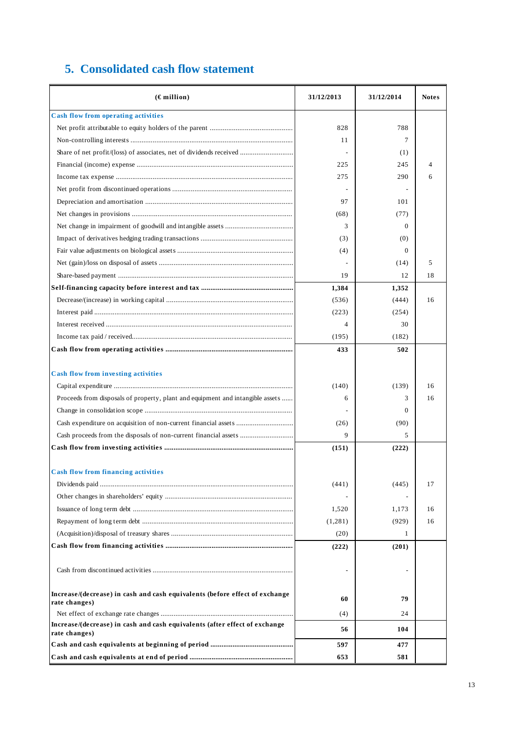## 5. Consolidated cash flow statement

| (€ million) | 31/12/2013 | 31/12/2014 | Notes |
|---|---|---|---|
| **Cash flow from operating activities** | | | |
| Net profit attributable to equity holders of the parent | 828 | 788 | |
| Non-controlling interests | 11 | 7 | |
| Share of net profit/(loss) of associates, net of dividends received | - | (1) | |
| Financial (income) expense | 225 | 245 | 4 |
| Income tax expense | 275 | 290 | 6 |
| Net profit from discontinued operations | - | - | |
| Depreciation and amortisation | 97 | 101 | |
| Net changes in provisions | (68) | (77) | |
| Net change in impairment of goodwill and intangible assets | 3 | 0 | |
| Impact of derivatives hedging trading transactions | (3) | (0) | |
| Fair value adjustments on biological assets | (4) | 0 | |
| Net (gain)/loss on disposal of assets | - | (14) | 5 |
| Share-based payment | 19 | 12 | 18 |
| **Self-financing capacity before interest and tax** | **1,384** | **1,352** | |
| Decrease/(increase) in working capital | (536) | (444) | 16 |
| Interest paid | (223) | (254) | |
| Interest received | 4 | 30 | |
| Income tax paid / received | (195) | (182) | |
| **Cash flow from operating activities** | **433** | **502** | |
| **Cash flow from investing activities** | | | |
| Capital expenditure | (140) | (139) | 16 |
| Proceeds from disposals of property, plant and equipment and intangible assets | 6 | 3 | 16 |
| Change in consolidation scope | - | 0 | |
| Cash expenditure on acquisition of non-current financial assets | (26) | (90) | |
| Cash proceeds from the disposals of non-current financial assets | 9 | 5 | |
| **Cash flow from investing activities** | **(151)** | **(222)** | |
| **Cash flow from financing activities** | | | |
| Dividends paid | (441) | (445) | 17 |
| Other changes in shareholders' equity | - | - | |
| Issuance of long term debt | 1,520 | 1,173 | 16 |
| Repayment of long term debt | (1,281) | (929) | 16 |
| (Acquisition)/disposal of treasury shares | (20) | 1 | |
| **Cash flow from financing activities** | **(222)** | **(201)** | |
| Cash from discontinued activities | - | - | |
| **Increase/(decrease) in cash and cash equivalents (before effect of exchange rate changes)** | **60** | **79** | |
| Net effect of exchange rate changes | (4) | 24 | |
| **Increase/(decrease) in cash and cash equivalents (after effect of exchange rate changes)** | **56** | **104** | |
| **Cash and cash equivalents at beginning of period** | **597** | **477** | |
| **Cash and cash equivalents at end of period** | **653** | **581** | |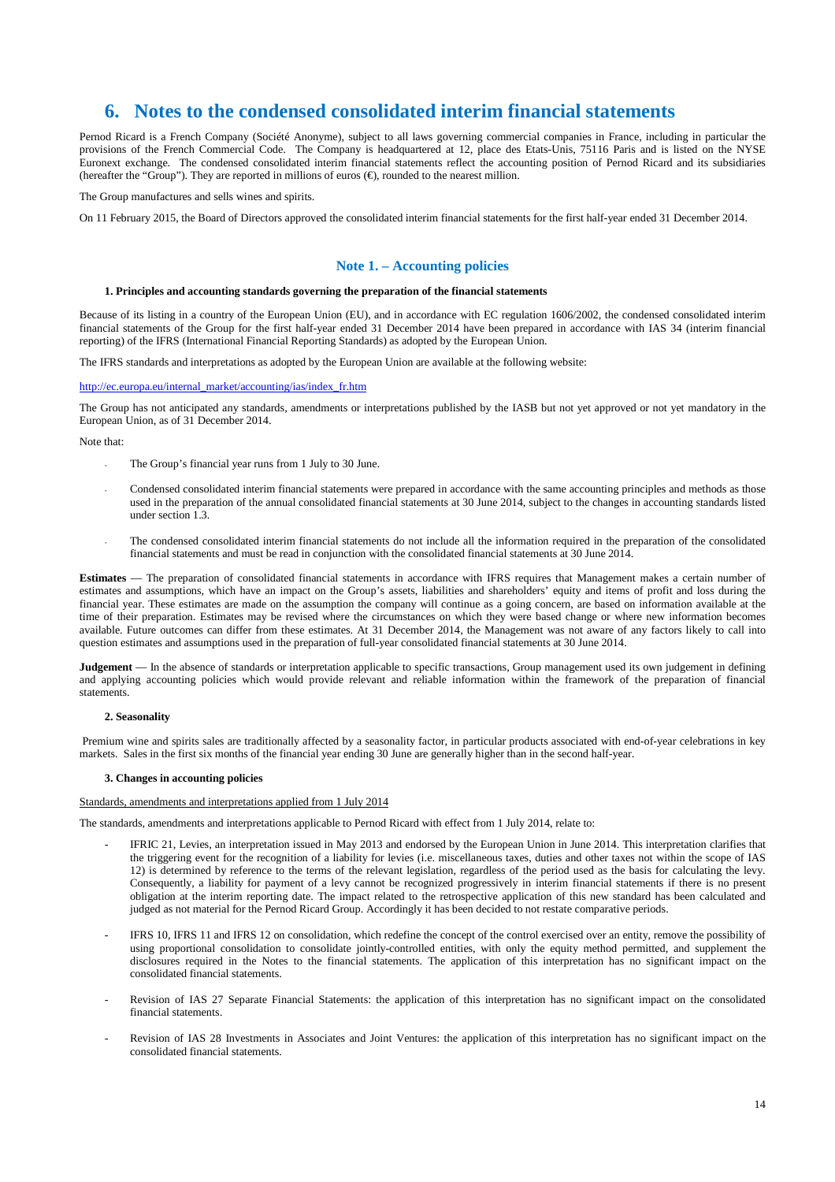# 6. Notes to the condensed consolidated interim financial statements

Pernod Ricard is a French Company (Société Anonyme), subject to all laws governing commercial companies in France, including in particular the provisions of the French Commercial Code. The Company is headquartered at 12, place des Etats-Unis, 75116 Paris and is listed on the NYSE Euronext exchange. The condensed consolidated interim financial statements reflect the accounting position of Pernod Ricard and its subsidiaries (hereafter the "Group"). They are reported in millions of euros (€), rounded to the nearest million.

The Group manufactures and sells wines and spirits.

On 11 February 2015, the Board of Directors approved the consolidated interim financial statements for the first half-year ended 31 December 2014.

## Note 1. – Accounting policies

### 1. Principles and accounting standards governing the preparation of the financial statements

Because of its listing in a country of the European Union (EU), and in accordance with EC regulation 1606/2002, the condensed consolidated interim financial statements of the Group for the first half-year ended 31 December 2014 have been prepared in accordance with IAS 34 (interim financial reporting) of the IFRS (International Financial Reporting Standards) as adopted by the European Union.

The IFRS standards and interpretations as adopted by the European Union are available at the following website:

http://ec.europa.eu/internal_market/accounting/ias/index_fr.htm

The Group has not anticipated any standards, amendments or interpretations published by the IASB but not yet approved or not yet mandatory in the European Union, as of 31 December 2014.

Note that:

- The Group's financial year runs from 1 July to 30 June.
- Condensed consolidated interim financial statements were prepared in accordance with the same accounting principles and methods as those used in the preparation of the annual consolidated financial statements at 30 June 2014, subject to the changes in accounting standards listed under section 1.3.
- The condensed consolidated interim financial statements do not include all the information required in the preparation of the consolidated financial statements and must be read in conjunction with the consolidated financial statements at 30 June 2014.

**Estimates** — The preparation of consolidated financial statements in accordance with IFRS requires that Management makes a certain number of estimates and assumptions, which have an impact on the Group's assets, liabilities and shareholders' equity and items of profit and loss during the financial year. These estimates are made on the assumption the company will continue as a going concern, are based on information available at the time of their preparation. Estimates may be revised where the circumstances on which they were based change or where new information becomes available. Future outcomes can differ from these estimates. At 31 December 2014, the Management was not aware of any factors likely to call into question estimates and assumptions used in the preparation of full-year consolidated financial statements at 30 June 2014.

**Judgement** — In the absence of standards or interpretation applicable to specific transactions, Group management used its own judgement in defining and applying accounting policies which would provide relevant and reliable information within the framework of the preparation of financial statements.

### 2. Seasonality

Premium wine and spirits sales are traditionally affected by a seasonality factor, in particular products associated with end-of-year celebrations in key markets. Sales in the first six months of the financial year ending 30 June are generally higher than in the second half-year.

### 3. Changes in accounting policies

Standards, amendments and interpretations applied from 1 July 2014

The standards, amendments and interpretations applicable to Pernod Ricard with effect from 1 July 2014, relate to:

- IFRIC 21, Levies, an interpretation issued in May 2013 and endorsed by the European Union in June 2014. This interpretation clarifies that the triggering event for the recognition of a liability for levies (i.e. miscellaneous taxes, duties and other taxes not within the scope of IAS 12) is determined by reference to the terms of the relevant legislation, regardless of the period used as the basis for calculating the levy. Consequently, a liability for payment of a levy cannot be recognized progressively in interim financial statements if there is no present obligation at the interim reporting date. The impact related to the retrospective application of this new standard has been calculated and judged as not material for the Pernod Ricard Group. Accordingly it has been decided to not restate comparative periods.
- IFRS 10, IFRS 11 and IFRS 12 on consolidation, which redefine the concept of the control exercised over an entity, remove the possibility of using proportional consolidation to consolidate jointly-controlled entities, with only the equity method permitted, and supplement the disclosures required in the Notes to the financial statements. The application of this interpretation has no significant impact on the consolidated financial statements.
- Revision of IAS 27 Separate Financial Statements: the application of this interpretation has no significant impact on the consolidated financial statements.
- Revision of IAS 28 Investments in Associates and Joint Ventures: the application of this interpretation has no significant impact on the consolidated financial statements.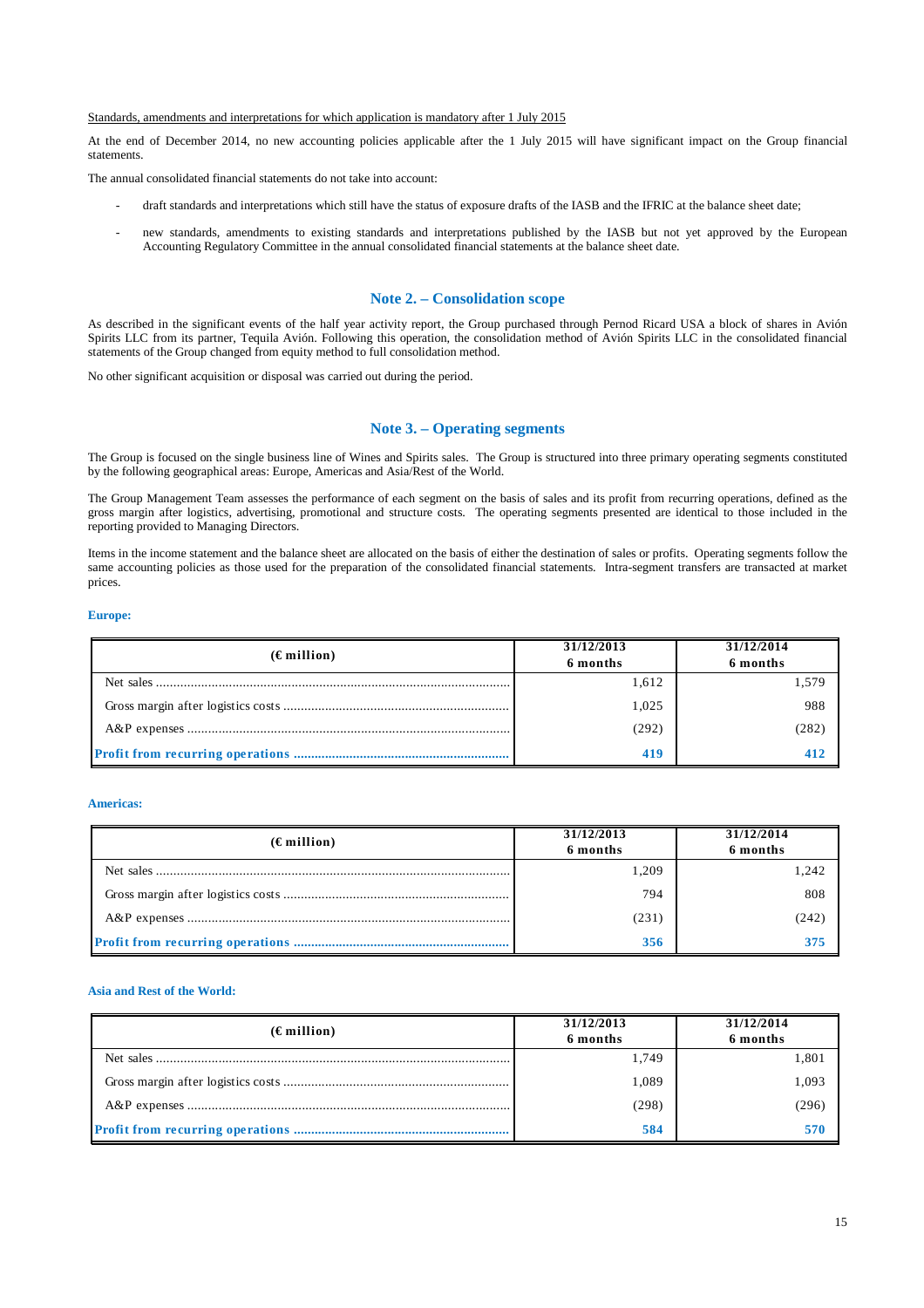Standards, amendments and interpretations for which application is mandatory after 1 July 2015

At the end of December 2014, no new accounting policies applicable after the 1 July 2015 will have significant impact on the Group financial statements.

The annual consolidated financial statements do not take into account:

- draft standards and interpretations which still have the status of exposure drafts of the IASB and the IFRIC at the balance sheet date;
- new standards, amendments to existing standards and interpretations published by the IASB but not yet approved by the European Accounting Regulatory Committee in the annual consolidated financial statements at the balance sheet date.

## Note 2. – Consolidation scope

As described in the significant events of the half year activity report, the Group purchased through Pernod Ricard USA a block of shares in Avión Spirits LLC from its partner, Tequila Avión. Following this operation, the consolidation method of Avión Spirits LLC in the consolidated financial statements of the Group changed from equity method to full consolidation method.

No other significant acquisition or disposal was carried out during the period.

## Note 3. – Operating segments

The Group is focused on the single business line of Wines and Spirits sales. The Group is structured into three primary operating segments constituted by the following geographical areas: Europe, Americas and Asia/Rest of the World.

The Group Management Team assesses the performance of each segment on the basis of sales and its profit from recurring operations, defined as the gross margin after logistics, advertising, promotional and structure costs. The operating segments presented are identical to those included in the reporting provided to Managing Directors.

Items in the income statement and the balance sheet are allocated on the basis of either the destination of sales or profits. Operating segments follow the same accounting policies as those used for the preparation of the consolidated financial statements. Intra-segment transfers are transacted at market prices.

**Europe:**

| (€ million) | 31/12/2013 6 months | 31/12/2014 6 months |
|---|---|---|
| Net sales | 1,612 | 1,579 |
| Gross margin after logistics costs | 1,025 | 988 |
| A&P expenses | (292) | (282) |
| **Profit from recurring operations** | **419** | **412** |

**Americas:**

| (€ million) | 31/12/2013 6 months | 31/12/2014 6 months |
|---|---|---|
| Net sales | 1,209 | 1,242 |
| Gross margin after logistics costs | 794 | 808 |
| A&P expenses | (231) | (242) |
| **Profit from recurring operations** | **356** | **375** |

**Asia and Rest of the World:**

| (€ million) | 31/12/2013 6 months | 31/12/2014 6 months |
|---|---|---|
| Net sales | 1,749 | 1,801 |
| Gross margin after logistics costs | 1,089 | 1,093 |
| A&P expenses | (298) | (296) |
| **Profit from recurring operations** | **584** | **570** |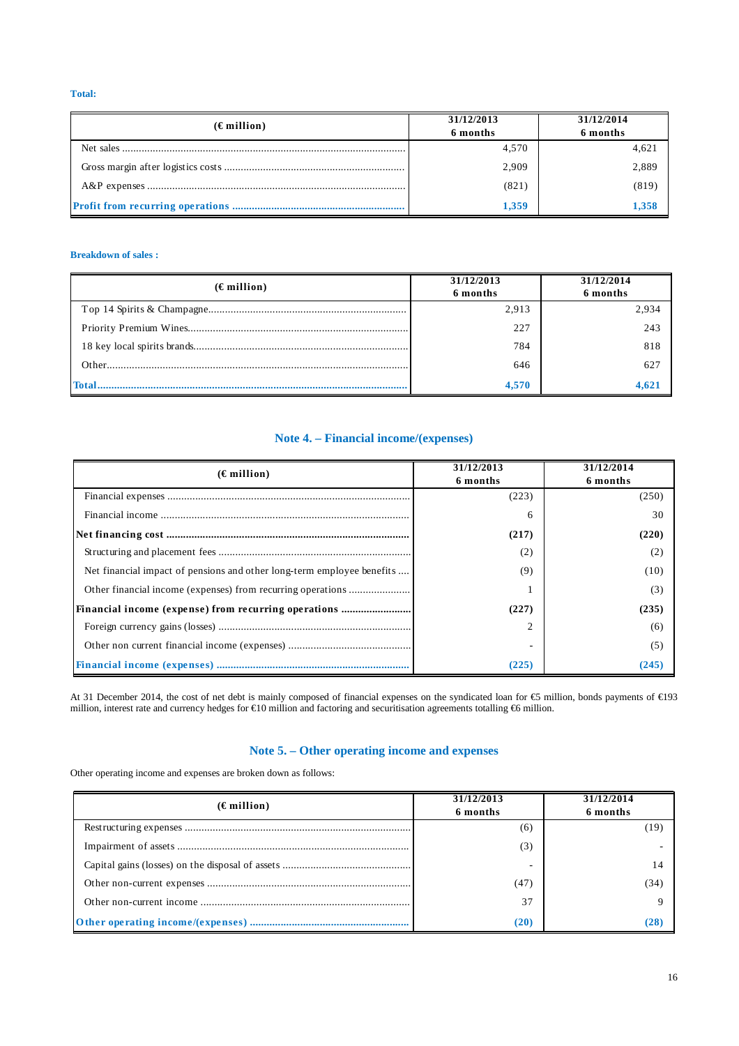**Total:**

| (€ million) | 31/12/2013 6 months | 31/12/2014 6 months |
|---|---|---|
| Net sales | 4,570 | 4,621 |
| Gross margin after logistics costs | 2,909 | 2,889 |
| A&P expenses | (821) | (819) |
| **Profit from recurring operations** | **1,359** | **1,358** |

**Breakdown of sales :**

| (€ million) | 31/12/2013 6 months | 31/12/2014 6 months |
|---|---|---|
| Top 14 Spirits & Champagne | 2,913 | 2,934 |
| Priority Premium Wines | 227 | 243 |
| 18 key local spirits brands | 784 | 818 |
| Other | 646 | 627 |
| **Total** | **4,570** | **4,621** |

## Note 4. – Financial income/(expenses)

| (€ million) | 31/12/2013 6 months | 31/12/2014 6 months |
|---|---|---|
| Financial expenses | (223) | (250) |
| Financial income | 6 | 30 |
| **Net financing cost** | **(217)** | **(220)** |
| Structuring and placement fees | (2) | (2) |
| Net financial impact of pensions and other long-term employee benefits | (9) | (10) |
| Other financial income (expenses) from recurring operations | 1 | (3) |
| **Financial income (expense) from recurring operations** | **(227)** | **(235)** |
| Foreign currency gains (losses) | 2 | (6) |
| Other non current financial income (expenses) | - | (5) |
| **Financial income (expenses)** | **(225)** | **(245)** |

At 31 December 2014, the cost of net debt is mainly composed of financial expenses on the syndicated loan for €5 million, bonds payments of €193 million, interest rate and currency hedges for €10 million and factoring and securitisation agreements totalling €6 million.

## Note 5. – Other operating income and expenses

Other operating income and expenses are broken down as follows:

| (€ million) | 31/12/2013 6 months | 31/12/2014 6 months |
|---|---|---|
| Restructuring expenses | (6) | (19) |
| Impairment of assets | (3) | - |
| Capital gains (losses) on the disposal of assets | - | 14 |
| Other non-current expenses | (47) | (34) |
| Other non-current income | 37 | 9 |
| **Other operating income/(expenses)** | **(20)** | **(28)** |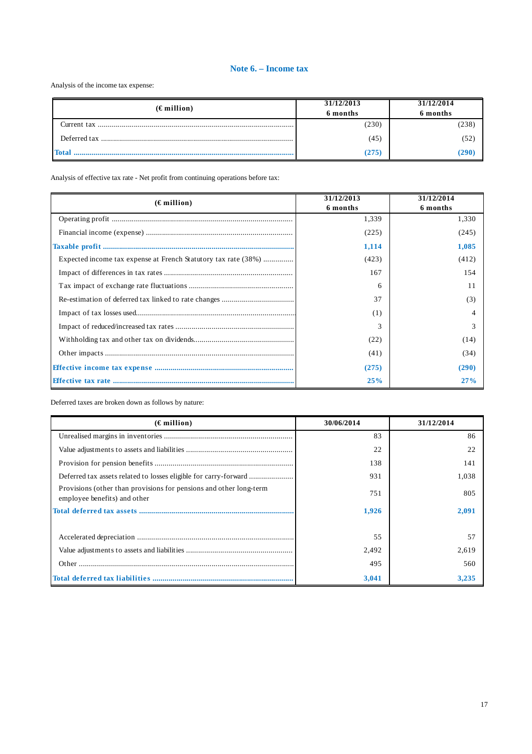## Note 6. – Income tax

Analysis of the income tax expense:

| (€ million) | 31/12/2013 6 months | 31/12/2014 6 months |
|---|---|---|
| Current tax | (230) | (238) |
| Deferred tax | (45) | (52) |
| **Total** | **(275)** | **(290)** |

Analysis of effective tax rate - Net profit from continuing operations before tax:

| (€ million) | 31/12/2013 6 months | 31/12/2014 6 months |
|---|---|---|
| Operating profit | 1,339 | 1,330 |
| Financial income (expense) | (225) | (245) |
| **Taxable profit** | **1,114** | **1,085** |
| Expected income tax expense at French Statutory tax rate (38%) | (423) | (412) |
| Impact of differences in tax rates | 167 | 154 |
| Tax impact of exchange rate fluctuations | 6 | 11 |
| Re-estimation of deferred tax linked to rate changes | 37 | (3) |
| Impact of tax losses used | (1) | 4 |
| Impact of reduced/increased tax rates | 3 | 3 |
| Withholding tax and other tax on dividends | (22) | (14) |
| Other impacts | (41) | (34) |
| **Effective income tax expense** | **(275)** | **(290)** |
| **Effective tax rate** | **25%** | **27%** |

Deferred taxes are broken down as follows by nature:

| (€ million) | 30/06/2014 | 31/12/2014 |
|---|---|---|
| Unrealised margins in inventories | 83 | 86 |
| Value adjustments to assets and liabilities | 22 | 22 |
| Provision for pension benefits | 138 | 141 |
| Deferred tax assets related to losses eligible for carry-forward | 931 | 1,038 |
| Provisions (other than provisions for pensions and other long-term employee benefits) and other | 751 | 805 |
| **Total deferred tax assets** | **1,926** | **2,091** |
| | | |
| Accelerated depreciation | 55 | 57 |
| Value adjustments to assets and liabilities | 2,492 | 2,619 |
| Other | 495 | 560 |
| **Total deferred tax liabilities** | **3,041** | **3,235** |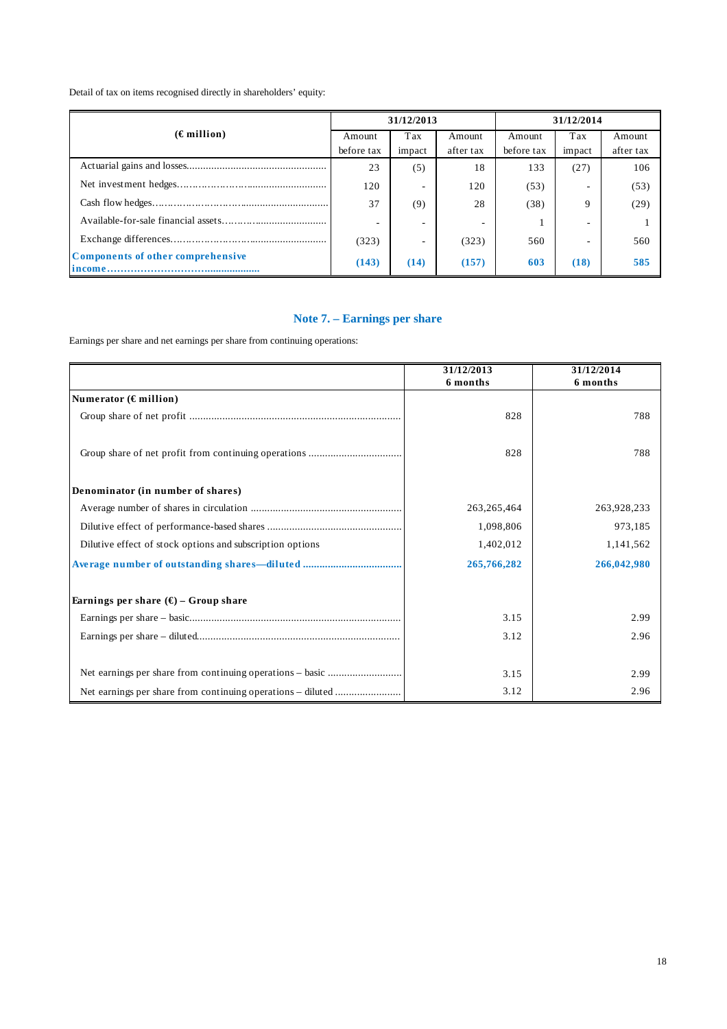Detail of tax on items recognised directly in shareholders' equity:

| (€ million) | 31/12/2013 | | | 31/12/2014 | | |
|---|---|---|---|---|---|---|
| | Amount before tax | Tax impact | Amount after tax | Amount before tax | Tax impact | Amount after tax |
| Actuarial gains and losses | 23 | (5) | 18 | 133 | (27) | 106 |
| Net investment hedges | 120 | - | 120 | (53) | - | (53) |
| Cash flow hedges | 37 | (9) | 28 | (38) | 9 | (29) |
| Available-for-sale financial assets | - | - | - | 1 | - | 1 |
| Exchange differences | (323) | - | (323) | 560 | - | 560 |
| **Components of other comprehensive income** | **(143)** | **(14)** | **(157)** | **603** | **(18)** | **585** |

## Note 7. – Earnings per share

Earnings per share and net earnings per share from continuing operations:

| | 31/12/2013 6 months | 31/12/2014 6 months |
|---|---|---|
| **Numerator (€ million)** | | |
| Group share of net profit | 828 | 788 |
| Group share of net profit from continuing operations | 828 | 788 |
| **Denominator (in number of shares)** | | |
| Average number of shares in circulation | 263,265,464 | 263,928,233 |
| Dilutive effect of performance-based shares | 1,098,806 | 973,185 |
| Dilutive effect of stock options and subscription options | 1,402,012 | 1,141,562 |
| **Average number of outstanding shares—diluted** | **265,766,282** | **266,042,980** |
| **Earnings per share (€) – Group share** | | |
| Earnings per share – basic | 3.15 | 2.99 |
| Earnings per share – diluted | 3.12 | 2.96 |
| Net earnings per share from continuing operations – basic | 3.15 | 2.99 |
| Net earnings per share from continuing operations – diluted | 3.12 | 2.96 |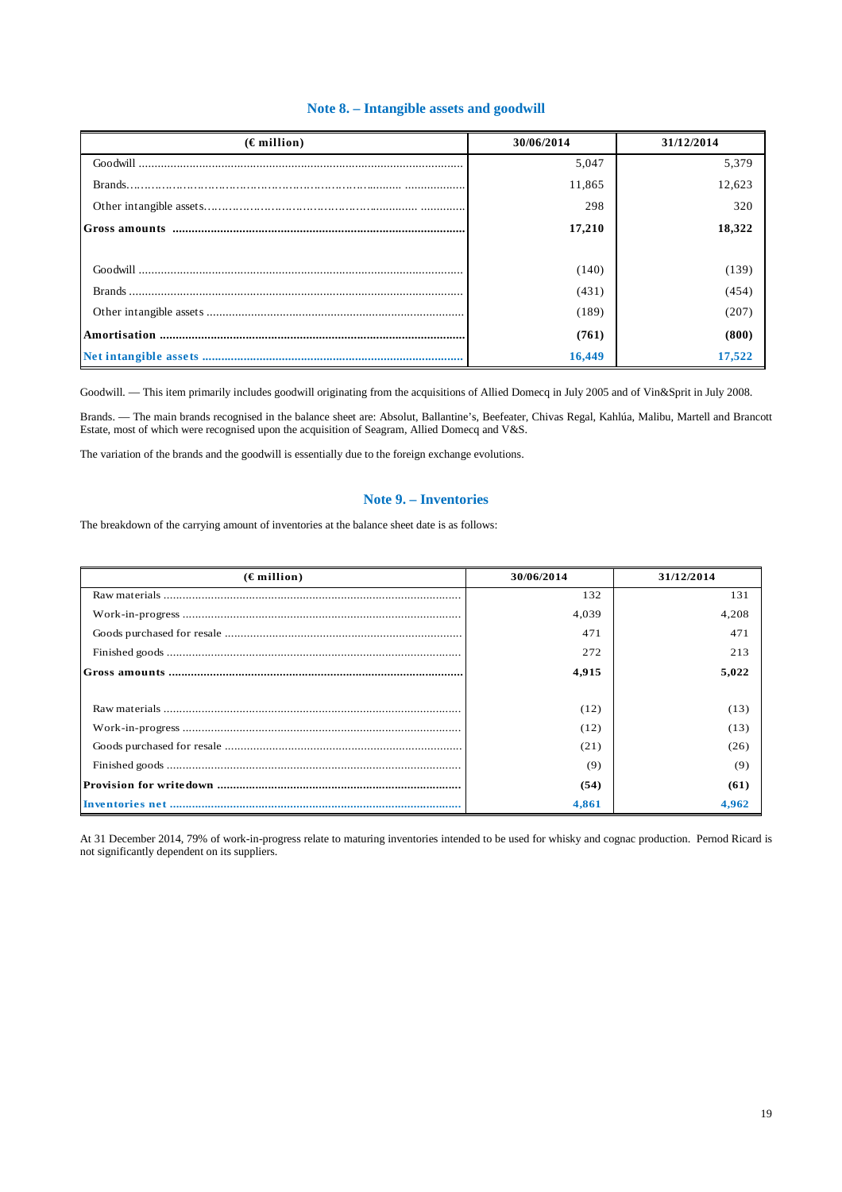## Note 8. – Intangible assets and goodwill

| (€ million) | 30/06/2014 | 31/12/2014 |
|---|---|---|
| Goodwill | 5,047 | 5,379 |
| Brands | 11,865 | 12,623 |
| Other intangible assets | 298 | 320 |
| **Gross amounts** | **17,210** | **18,322** |
| | | |
| Goodwill | (140) | (139) |
| Brands | (431) | (454) |
| Other intangible assets | (189) | (207) |
| **Amortisation** | **(761)** | **(800)** |
| **Net intangible assets** | **16,449** | **17,522** |

Goodwill. — This item primarily includes goodwill originating from the acquisitions of Allied Domecq in July 2005 and of Vin&Sprit in July 2008.

Brands. — The main brands recognised in the balance sheet are: Absolut, Ballantine's, Beefeater, Chivas Regal, Kahlúa, Malibu, Martell and Brancott Estate, most of which were recognised upon the acquisition of Seagram, Allied Domecq and V&S.

The variation of the brands and the goodwill is essentially due to the foreign exchange evolutions.

## Note 9. – Inventories

The breakdown of the carrying amount of inventories at the balance sheet date is as follows:

| (€ million) | 30/06/2014 | 31/12/2014 |
|---|---|---|
| Raw materials | 132 | 131 |
| Work-in-progress | 4,039 | 4,208 |
| Goods purchased for resale | 471 | 471 |
| Finished goods | 272 | 213 |
| **Gross amounts** | **4,915** | **5,022** |
| | | |
| Raw materials | (12) | (13) |
| Work-in-progress | (12) | (13) |
| Goods purchased for resale | (21) | (26) |
| Finished goods | (9) | (9) |
| **Provision for writedown** | **(54)** | **(61)** |
| **Inventories net** | **4,861** | **4,962** |

At 31 December 2014, 79% of work-in-progress relate to maturing inventories intended to be used for whisky and cognac production. Pernod Ricard is not significantly dependent on its suppliers.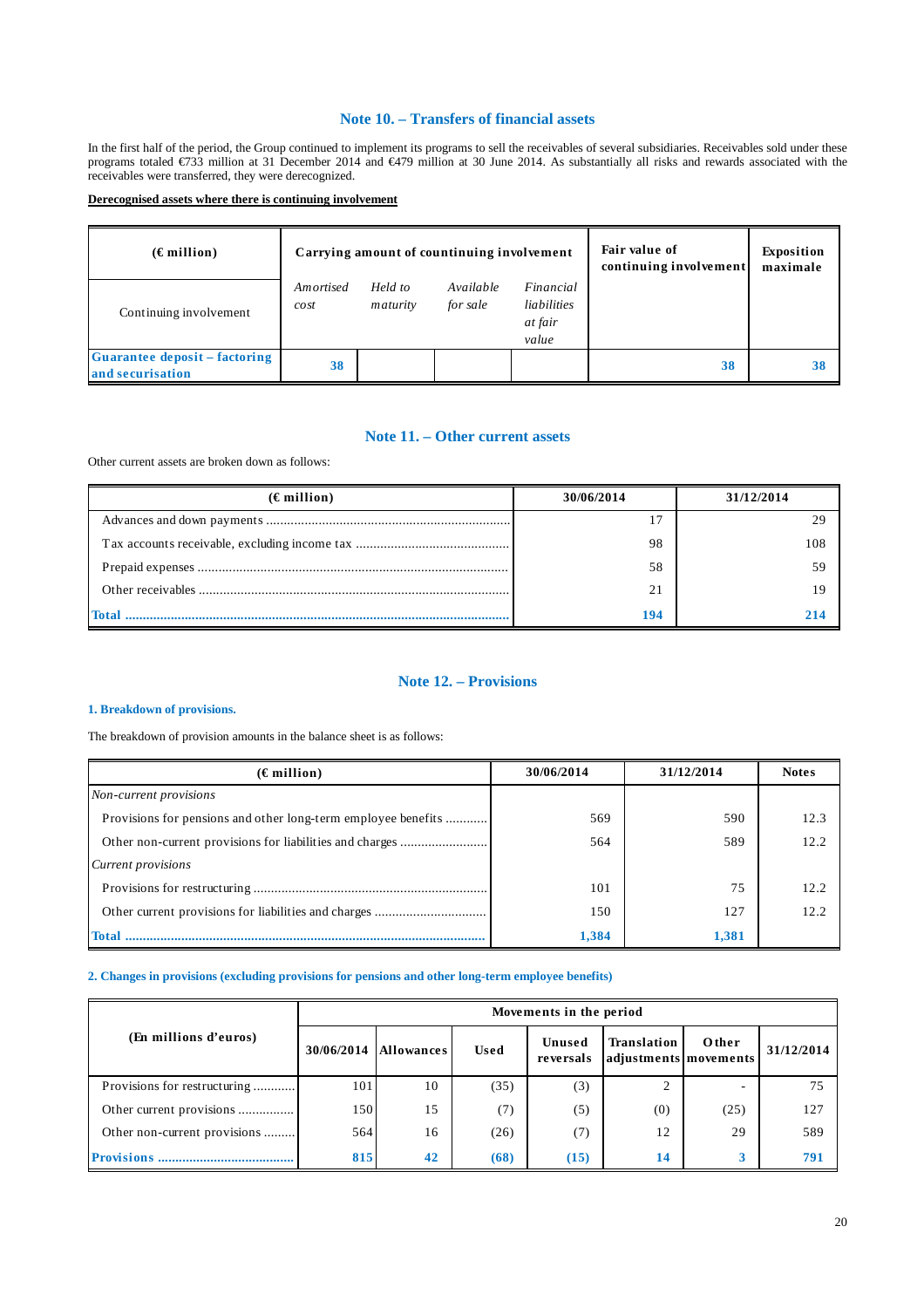## Note 10. – Transfers of financial assets

In the first half of the period, the Group continued to implement its programs to sell the receivables of several subsidiaries. Receivables sold under these programs totaled €733 million at 31 December 2014 and €479 million at 30 June 2014. As substantially all risks and rewards associated with the receivables were transferred, they were derecognized.

**Derecognised assets where there is continuing involvement**

| (€ million) | Carrying amount of countinuing involvement | | | | Fair value of continuing involvement | Exposition maximale |
|---|---|---|---|---|---|---|
| Continuing involvement | *Amortised cost* | *Held to maturity* | *Available for sale* | *Financial liabilities at fair value* | | |
| **Guarantee deposit – factoring and securisation** | **38** | | | | **38** | **38** |

## Note 11. – Other current assets

Other current assets are broken down as follows:

| (€ million) | 30/06/2014 | 31/12/2014 |
|---|---|---|
| Advances and down payments | 17 | 29 |
| Tax accounts receivable, excluding income tax | 98 | 108 |
| Prepaid expenses | 58 | 59 |
| Other receivables | 21 | 19 |
| **Total** | **194** | **214** |

## Note 12. – Provisions

### 1. Breakdown of provisions.

The breakdown of provision amounts in the balance sheet is as follows:

| (€ million) | 30/06/2014 | 31/12/2014 | Notes |
|---|---|---|---|
| *Non-current provisions* | | | |
| Provisions for pensions and other long-term employee benefits | 569 | 590 | 12.3 |
| Other non-current provisions for liabilities and charges | 564 | 589 | 12.2 |
| *Current provisions* | | | |
| Provisions for restructuring | 101 | 75 | 12.2 |
| Other current provisions for liabilities and charges | 150 | 127 | 12.2 |
| **Total** | **1,384** | **1,381** | |

### 2. Changes in provisions (excluding provisions for pensions and other long-term employee benefits)

| (En millions d'euros) | Movements in the period | | | | | | |
|---|---|---|---|---|---|---|---|
| | 30/06/2014 | Allowances | Used | Unused reversals | Translation adjustments | Other movements | 31/12/2014 |
| Provisions for restructuring | 101 | 10 | (35) | (3) | 2 | - | 75 |
| Other current provisions | 150 | 15 | (7) | (5) | (0) | (25) | 127 |
| Other non-current provisions | 564 | 16 | (26) | (7) | 12 | 29 | 589 |
| **Provisions** | **815** | **42** | **(68)** | **(15)** | **14** | **3** | **791** |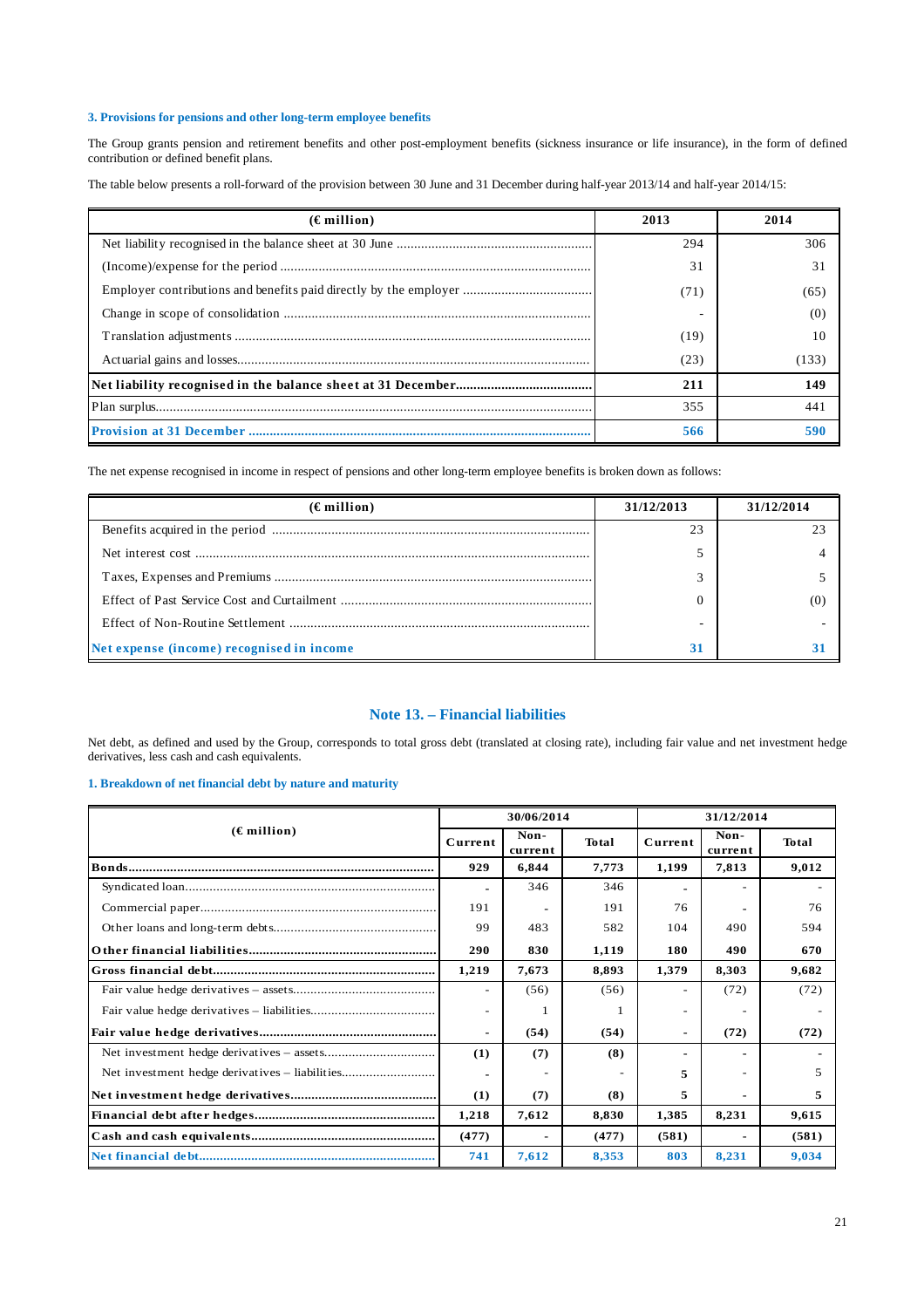### 3. Provisions for pensions and other long-term employee benefits

The Group grants pension and retirement benefits and other post-employment benefits (sickness insurance or life insurance), in the form of defined contribution or defined benefit plans.

The table below presents a roll-forward of the provision between 30 June and 31 December during half-year 2013/14 and half-year 2014/15:

| (€ million) | 2013 | 2014 |
|---|---|---|
| Net liability recognised in the balance sheet at 30 June | 294 | 306 |
| (Income)/expense for the period | 31 | 31 |
| Employer contributions and benefits paid directly by the employer | (71) | (65) |
| Change in scope of consolidation | - | (0) |
| Translation adjustments | (19) | 10 |
| Actuarial gains and losses | (23) | (133) |
| **Net liability recognised in the balance sheet at 31 December** | **211** | **149** |
| Plan surplus | 355 | 441 |
| **Provision at 31 December** | **566** | **590** |

The net expense recognised in income in respect of pensions and other long-term employee benefits is broken down as follows:

| (€ million) | 31/12/2013 | 31/12/2014 |
|---|---|---|
| Benefits acquired in the period | 23 | 23 |
| Net interest cost | 5 | 4 |
| Taxes, Expenses and Premiums | 3 | 5 |
| Effect of Past Service Cost and Curtailment | 0 | (0) |
| Effect of Non-Routine Settlement | - | - |
| **Net expense (income) recognised in income** | **31** | **31** |

## Note 13. – Financial liabilities

Net debt, as defined and used by the Group, corresponds to total gross debt (translated at closing rate), including fair value and net investment hedge derivatives, less cash and cash equivalents.

### 1. Breakdown of net financial debt by nature and maturity

| (€ million) | 30/06/2014 | | | 31/12/2014 | | |
|---|---|---|---|---|---|---|
| | Current | Non-current | Total | Current | Non-current | Total |
| **Bonds** | **929** | **6,844** | **7,773** | **1,199** | **7,813** | **9,012** |
| Syndicated loan | - | 346 | 346 | - | - | - |
| Commercial paper | 191 | - | 191 | 76 | - | 76 |
| Other loans and long-term debts | 99 | 483 | 582 | 104 | 490 | 594 |
| **Other financial liabilities** | **290** | **830** | **1,119** | **180** | **490** | **670** |
| **Gross financial debt** | **1,219** | **7,673** | **8,893** | **1,379** | **8,303** | **9,682** |
| Fair value hedge derivatives – assets | - | (56) | (56) | - | (72) | (72) |
| Fair value hedge derivatives – liabilities | - | 1 | 1 | - | - | - |
| **Fair value hedge derivatives** | - | **(54)** | **(54)** | - | **(72)** | **(72)** |
| Net investment hedge derivatives – assets | **(1)** | **(7)** | **(8)** | - | - | - |
| Net investment hedge derivatives – liabilities | - | - | - | **5** | - | 5 |
| **Net investment hedge derivatives** | **(1)** | **(7)** | **(8)** | **5** | - | **5** |
| **Financial debt after hedges** | **1,218** | **7,612** | **8,830** | **1,385** | **8,231** | **9,615** |
| **Cash and cash equivalents** | **(477)** | - | **(477)** | **(581)** | - | **(581)** |
| **Net financial debt** | **741** | **7,612** | **8,353** | **803** | **8,231** | **9,034** |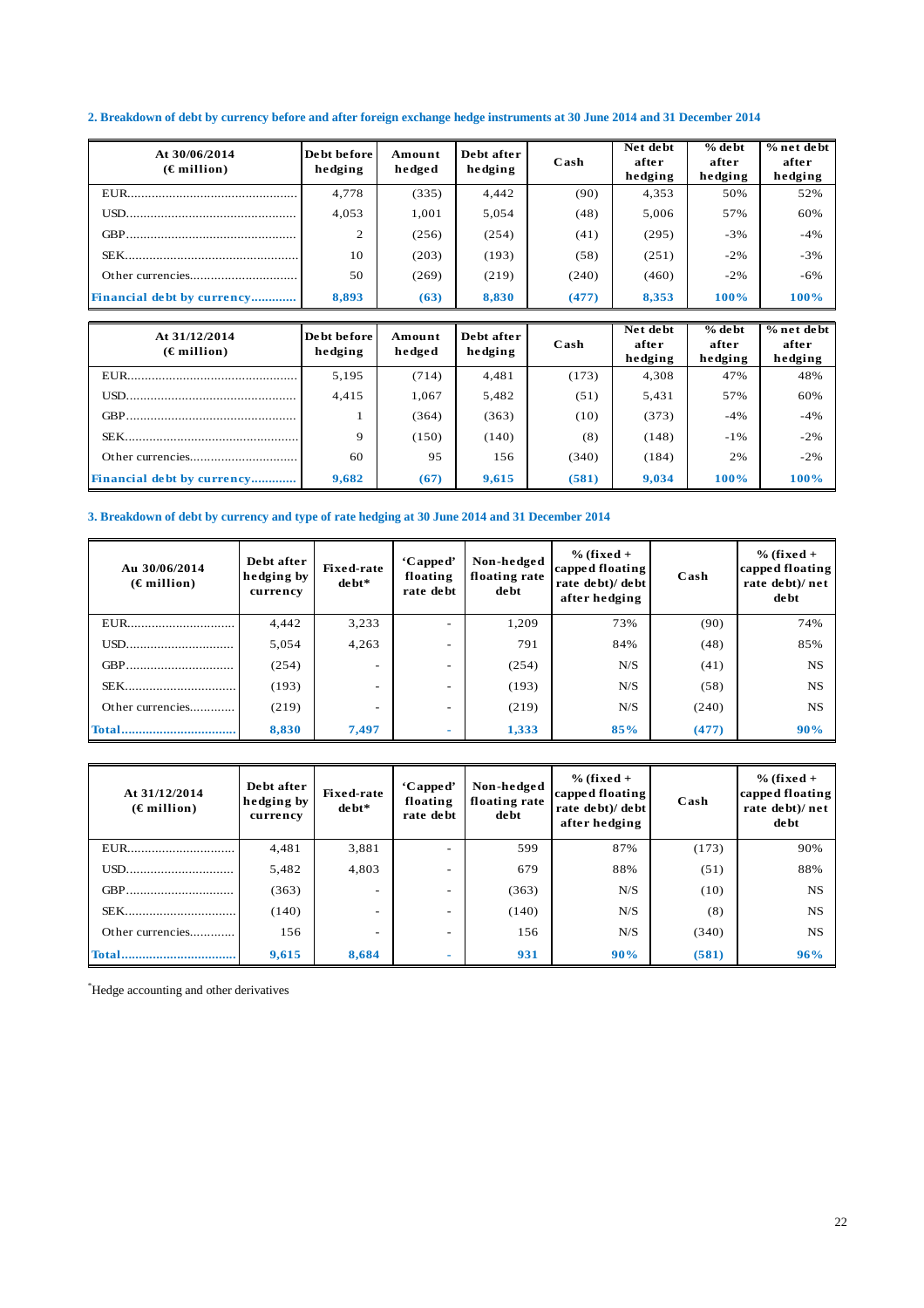## 2. Breakdown of debt by currency before and after foreign exchange hedge instruments at 30 June 2014 and 31 December 2014

| At 30/06/2014 (€ million) | Debt before hedging | Amount hedged | Debt after hedging | Cash | Net debt after hedging | % debt after hedging | % net debt after hedging |
|---|---|---|---|---|---|---|---|
| EUR | 4,778 | (335) | 4,442 | (90) | 4,353 | 50% | 52% |
| USD | 4,053 | 1,001 | 5,054 | (48) | 5,006 | 57% | 60% |
| GBP | 2 | (256) | (254) | (41) | (295) | -3% | -4% |
| SEK | 10 | (203) | (193) | (58) | (251) | -2% | -3% |
| Other currencies | 50 | (269) | (219) | (240) | (460) | -2% | -6% |
| **Financial debt by currency** | **8,893** | **(63)** | **8,830** | **(477)** | **8,353** | **100%** | **100%** |

| At 31/12/2014 (€ million) | Debt before hedging | Amount hedged | Debt after hedging | Cash | Net debt after hedging | % debt after hedging | % net debt after hedging |
|---|---|---|---|---|---|---|---|
| EUR | 5,195 | (714) | 4,481 | (173) | 4,308 | 47% | 48% |
| USD | 4,415 | 1,067 | 5,482 | (51) | 5,431 | 57% | 60% |
| GBP | 1 | (364) | (363) | (10) | (373) | -4% | -4% |
| SEK | 9 | (150) | (140) | (8) | (148) | -1% | -2% |
| Other currencies | 60 | 95 | 156 | (340) | (184) | 2% | -2% |
| **Financial debt by currency** | **9,682** | **(67)** | **9,615** | **(581)** | **9,034** | **100%** | **100%** |

## 3. Breakdown of debt by currency and type of rate hedging at 30 June 2014 and 31 December 2014

| Au 30/06/2014 (€ million) | Debt after hedging by currency | Fixed-rate debt* | 'Capped' floating rate debt | Non-hedged floating rate debt | % (fixed + capped floating rate debt)/ debt after hedging | Cash | % (fixed + capped floating rate debt)/ net debt |
|---|---|---|---|---|---|---|---|
| EUR | 4,442 | 3,233 | - | 1,209 | 73% | (90) | 74% |
| USD | 5,054 | 4,263 | - | 791 | 84% | (48) | 85% |
| GBP | (254) | - | - | (254) | N/S | (41) | NS |
| SEK | (193) | - | - | (193) | N/S | (58) | NS |
| Other currencies | (219) | - | - | (219) | N/S | (240) | NS |
| **Total** | **8,830** | **7,497** | **-** | **1,333** | **85%** | **(477)** | **90%** |

| At 31/12/2014 (€ million) | Debt after hedging by currency | Fixed-rate debt* | 'Capped' floating rate debt | Non-hedged floating rate debt | % (fixed + capped floating rate debt)/ debt after hedging | Cash | % (fixed + capped floating rate debt)/ net debt |
|---|---|---|---|---|---|---|---|
| EUR | 4,481 | 3,881 | - | 599 | 87% | (173) | 90% |
| USD | 5,482 | 4,803 | - | 679 | 88% | (51) | 88% |
| GBP | (363) | - | - | (363) | N/S | (10) | NS |
| SEK | (140) | - | - | (140) | N/S | (8) | NS |
| Other currencies | 156 | - | - | 156 | N/S | (340) | NS |
| **Total** | **9,615** | **8,684** | **-** | **931** | **90%** | **(581)** | **96%** |

*Hedge accounting and other derivatives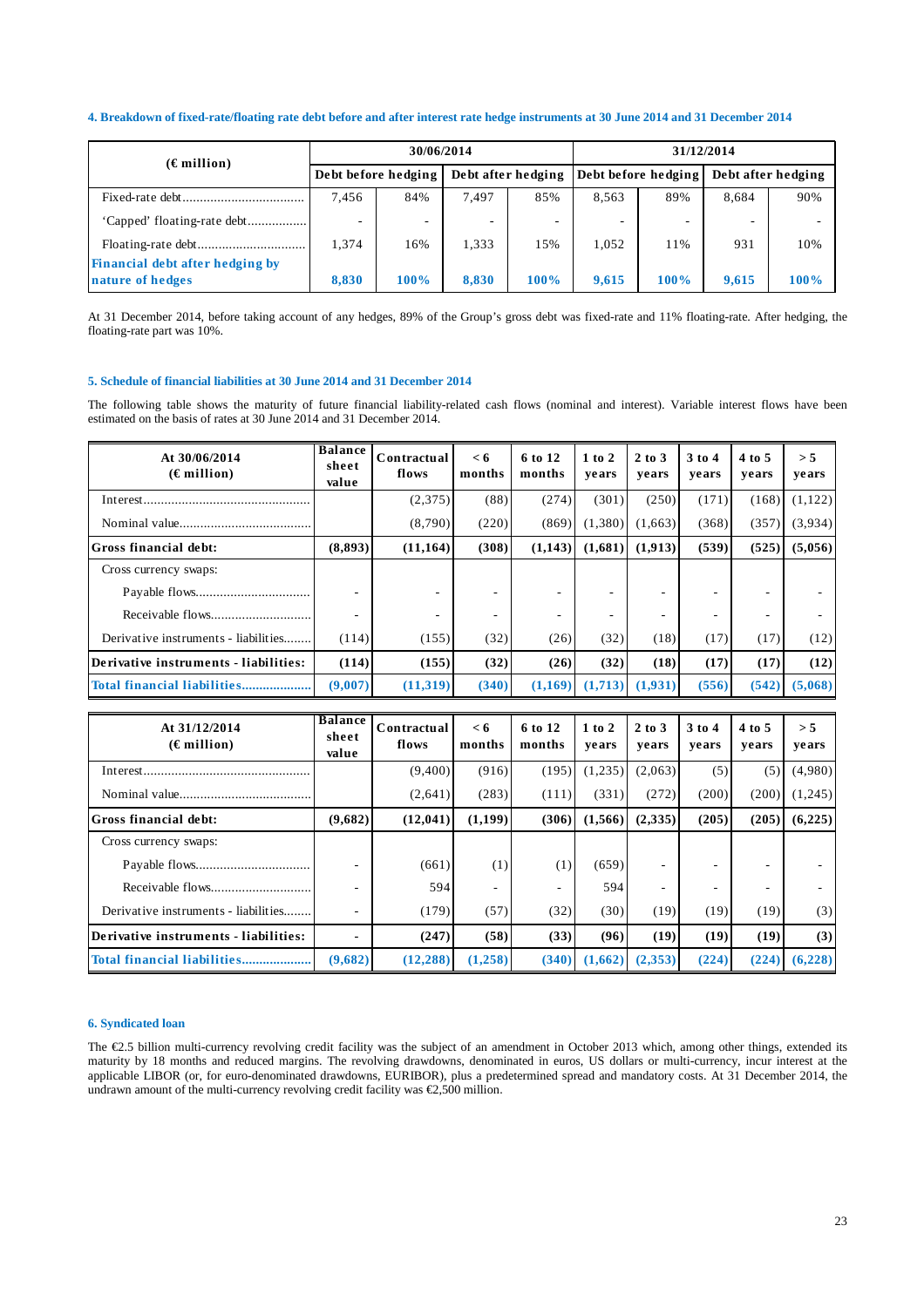### 4. Breakdown of fixed-rate/floating rate debt before and after interest rate hedge instruments at 30 June 2014 and 31 December 2014

| (€ million) | 30/06/2014 | | | | 31/12/2014 | | | |
|---|---|---|---|---|---|---|---|---|
| | Debt before hedging | | Debt after hedging | | Debt before hedging | | Debt after hedging | |
| Fixed-rate debt | 7,456 | 84% | 7,497 | 85% | 8,563 | 89% | 8,684 | 90% |
| 'Capped' floating-rate debt | - | - | - | - | - | - | - | - |
| Floating-rate debt | 1,374 | 16% | 1,333 | 15% | 1,052 | 11% | 931 | 10% |
| **Financial debt after hedging by nature of hedges** | **8,830** | **100%** | **8,830** | **100%** | **9,615** | **100%** | **9,615** | **100%** |

At 31 December 2014, before taking account of any hedges, 89% of the Group's gross debt was fixed-rate and 11% floating-rate. After hedging, the floating-rate part was 10%.

### 5. Schedule of financial liabilities at 30 June 2014 and 31 December 2014

The following table shows the maturity of future financial liability-related cash flows (nominal and interest). Variable interest flows have been estimated on the basis of rates at 30 June 2014 and 31 December 2014.

| At 30/06/2014 (€ million) | Balance sheet value | Contractual flows | < 6 months | 6 to 12 months | 1 to 2 years | 2 to 3 years | 3 to 4 years | 4 to 5 years | > 5 years |
|---|---|---|---|---|---|---|---|---|---|
| Interest | | (2,375) | (88) | (274) | (301) | (250) | (171) | (168) | (1,122) |
| Nominal value | | (8,790) | (220) | (869) | (1,380) | (1,663) | (368) | (357) | (3,934) |
| **Gross financial debt:** | **(8,893)** | **(11,164)** | **(308)** | **(1,143)** | **(1,681)** | **(1,913)** | **(539)** | **(525)** | **(5,056)** |
| Cross currency swaps: | | | | | | | | | |
| Payable flows | - | - | - | - | - | - | - | - | - |
| Receivable flows | - | - | - | - | - | - | - | - | - |
| Derivative instruments - liabilities | (114) | (155) | (32) | (26) | (32) | (18) | (17) | (17) | (12) |
| **Derivative instruments - liabilities:** | **(114)** | **(155)** | **(32)** | **(26)** | **(32)** | **(18)** | **(17)** | **(17)** | **(12)** |
| **Total financial liabilities** | **(9,007)** | **(11,319)** | **(340)** | **(1,169)** | **(1,713)** | **(1,931)** | **(556)** | **(542)** | **(5,068)** |

| At 31/12/2014 (€ million) | Balance sheet value | Contractual flows | < 6 months | 6 to 12 months | 1 to 2 years | 2 to 3 years | 3 to 4 years | 4 to 5 years | > 5 years |
|---|---|---|---|---|---|---|---|---|---|
| Interest | | (9,400) | (916) | (195) | (1,235) | (2,063) | (5) | (5) | (4,980) |
| Nominal value | | (2,641) | (283) | (111) | (331) | (272) | (200) | (200) | (1,245) |
| **Gross financial debt:** | **(9,682)** | **(12,041)** | **(1,199)** | **(306)** | **(1,566)** | **(2,335)** | **(205)** | **(205)** | **(6,225)** |
| Cross currency swaps: | | | | | | | | | |
| Payable flows | - | (661) | (1) | (1) | (659) | - | - | - | - |
| Receivable flows | - | 594 | - | - | 594 | - | - | - | - |
| Derivative instruments - liabilities | - | (179) | (57) | (32) | (30) | (19) | (19) | (19) | (3) |
| **Derivative instruments - liabilities:** | **-** | **(247)** | **(58)** | **(33)** | **(96)** | **(19)** | **(19)** | **(19)** | **(3)** |
| **Total financial liabilities** | **(9,682)** | **(12,288)** | **(1,258)** | **(340)** | **(1,662)** | **(2,353)** | **(224)** | **(224)** | **(6,228)** |

### 6. Syndicated loan

The €2.5 billion multi-currency revolving credit facility was the subject of an amendment in October 2013 which, among other things, extended its maturity by 18 months and reduced margins. The revolving drawdowns, denominated in euros, US dollars or multi-currency, incur interest at the applicable LIBOR (or, for euro-denominated drawdowns, EURIBOR), plus a predetermined spread and mandatory costs. At 31 December 2014, the undrawn amount of the multi-currency revolving credit facility was €2,500 million.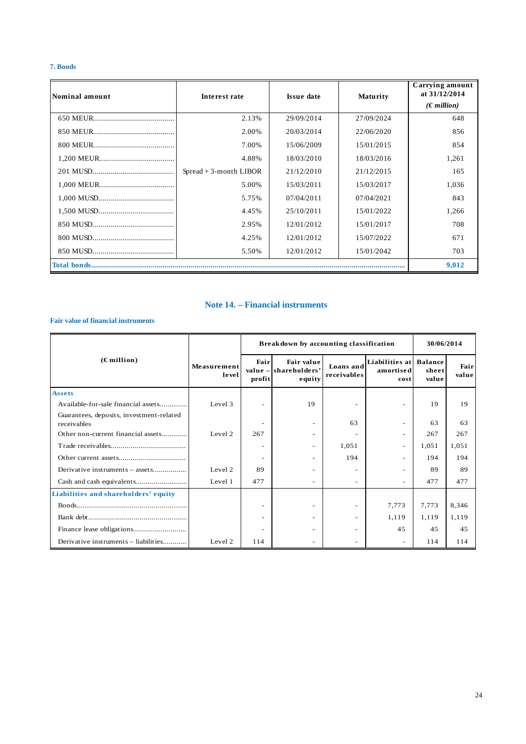**7. Bonds**

| Nominal amount | Interest rate | Issue date | Maturity | Carrying amount at 31/12/2014 *(€ million)* |
|---|---|---|---|---|
| 650 MEUR | 2.13% | 29/09/2014 | 27/09/2024 | 648 |
| 850 MEUR | 2.00% | 20/03/2014 | 22/06/2020 | 856 |
| 800 MEUR | 7.00% | 15/06/2009 | 15/01/2015 | 854 |
| 1,200 MEUR | 4.88% | 18/03/2010 | 18/03/2016 | 1,261 |
| 201 MUSD | Spread + 3-month LIBOR | 21/12/2010 | 21/12/2015 | 165 |
| 1,000 MEUR | 5.00% | 15/03/2011 | 15/03/2017 | 1,036 |
| 1,000 MUSD | 5.75% | 07/04/2011 | 07/04/2021 | 843 |
| 1,500 MUSD | 4.45% | 25/10/2011 | 15/01/2022 | 1,266 |
| 850 MUSD | 2.95% | 12/01/2012 | 15/01/2017 | 708 |
| 800 MUSD | 4.25% | 12/01/2012 | 15/07/2022 | 671 |
| 850 MUSD | 5.50% | 12/01/2012 | 15/01/2042 | 703 |
| **Total bonds** | | | | **9,012** |

## Note 14. – Financial instruments

**Fair value of financial instruments**

| (€ million) | Measurement level | Breakdown by accounting classification | | | | 30/06/2014 | |
|---|---|---|---|---|---|---|---|
| | | Fair value – profit | Fair value – shareholders' equity | Loans and receivables | Liabilities at amortised cost | Balance sheet value | Fair value |
| **Assets** | | | | | | | |
| Available-for-sale financial assets | Level 3 | - | 19 | - | - | 19 | 19 |
| Guarantees, deposits, investment-related receivables | | - | - | 63 | - | 63 | 63 |
| Other non-current financial assets | Level 2 | 267 | - | - | - | 267 | 267 |
| Trade receivables | | - | - | 1,051 | - | 1,051 | 1,051 |
| Other current assets | | - | - | 194 | - | 194 | 194 |
| Derivative instruments – assets | Level 2 | 89 | - | - | - | 89 | 89 |
| Cash and cash equivalents | Level 1 | 477 | - | - | - | 477 | 477 |
| **Liabilities and shareholders' equity** | | | | | | | |
| Bonds | | - | - | - | 7,773 | 7,773 | 8,346 |
| Bank debt | | - | - | - | 1,119 | 1,119 | 1,119 |
| Finance lease obligations | | - | - | - | 45 | 45 | 45 |
| Derivative instruments – liabilities | Level 2 | 114 | - | - | - | 114 | 114 |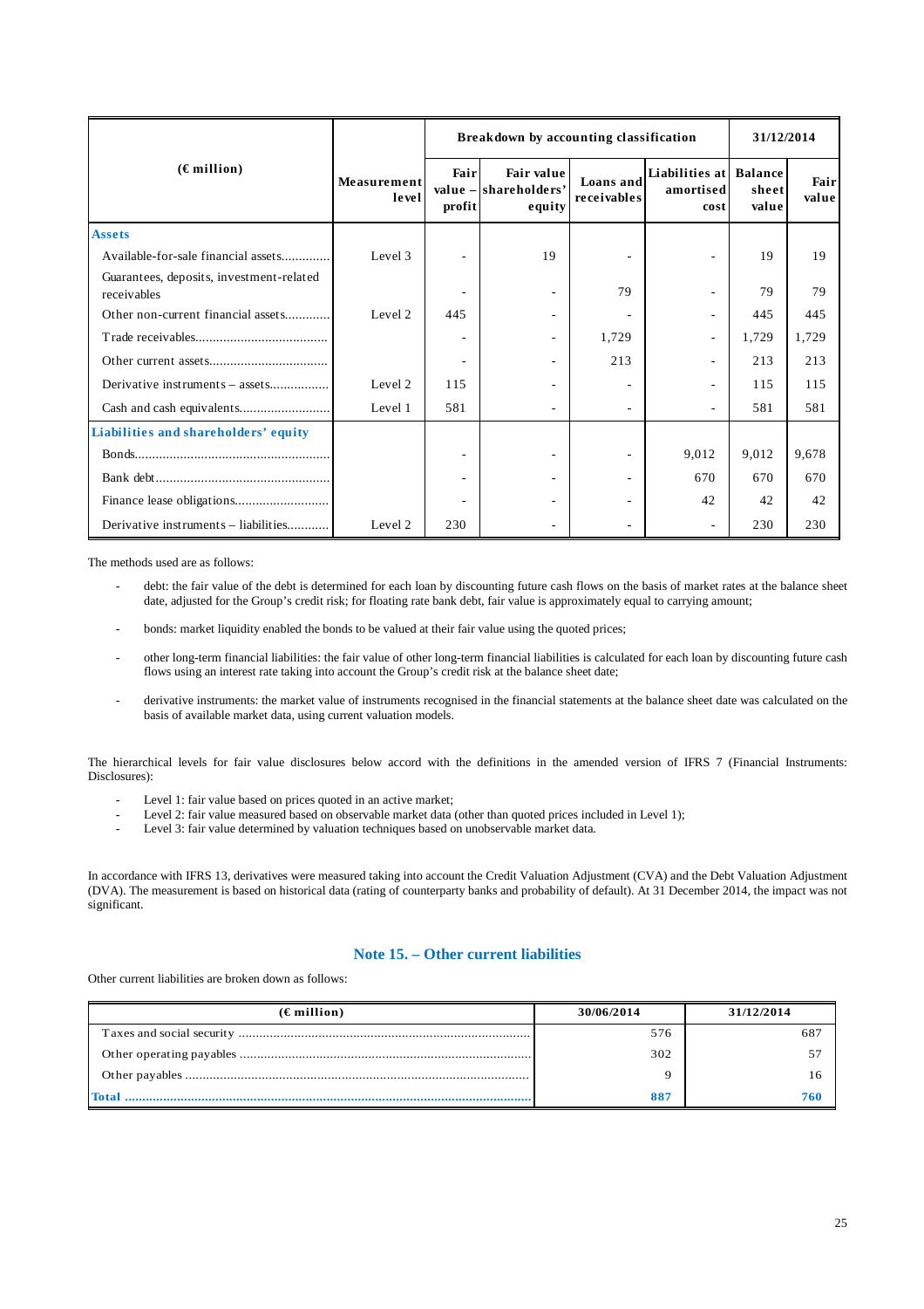| (€ million) | Measurement level | Breakdown by accounting classification | | | | 31/12/2014 | |
|---|---|---|---|---|---|---|---|
| | | Fair value – profit | Fair value shareholders' equity | Loans and receivables | Liabilities at amortised cost | Balance sheet value | Fair value |
| **Assets** | | | | | | | |
| Available-for-sale financial assets | Level 3 | - | 19 | - | - | 19 | 19 |
| Guarantees, deposits, investment-related receivables | | - | - | 79 | - | 79 | 79 |
| Other non-current financial assets | Level 2 | 445 | - | - | - | 445 | 445 |
| Trade receivables | | - | - | 1,729 | - | 1,729 | 1,729 |
| Other current assets | | - | - | 213 | - | 213 | 213 |
| Derivative instruments – assets | Level 2 | 115 | - | - | - | 115 | 115 |
| Cash and cash equivalents | Level 1 | 581 | - | - | - | 581 | 581 |
| **Liabilities and shareholders' equity** | | | | | | | |
| Bonds | | - | - | - | 9,012 | 9,012 | 9,678 |
| Bank debt | | - | - | - | 670 | 670 | 670 |
| Finance lease obligations | | - | - | - | 42 | 42 | 42 |
| Derivative instruments – liabilities | Level 2 | 230 | - | - | - | 230 | 230 |

The methods used are as follows:

- debt: the fair value of the debt is determined for each loan by discounting future cash flows on the basis of market rates at the balance sheet date, adjusted for the Group's credit risk; for floating rate bank debt, fair value is approximately equal to carrying amount;
- bonds: market liquidity enabled the bonds to be valued at their fair value using the quoted prices;
- other long-term financial liabilities: the fair value of other long-term financial liabilities is calculated for each loan by discounting future cash flows using an interest rate taking into account the Group's credit risk at the balance sheet date;
- derivative instruments: the market value of instruments recognised in the financial statements at the balance sheet date was calculated on the basis of available market data, using current valuation models.

The hierarchical levels for fair value disclosures below accord with the definitions in the amended version of IFRS 7 (Financial Instruments: Disclosures):

- Level 1: fair value based on prices quoted in an active market;
- Level 2: fair value measured based on observable market data (other than quoted prices included in Level 1);
- Level 3: fair value determined by valuation techniques based on unobservable market data.

In accordance with IFRS 13, derivatives were measured taking into account the Credit Valuation Adjustment (CVA) and the Debt Valuation Adjustment (DVA). The measurement is based on historical data (rating of counterparty banks and probability of default). At 31 December 2014, the impact was not significant.

## Note 15. – Other current liabilities

Other current liabilities are broken down as follows:

| (€ million) | 30/06/2014 | 31/12/2014 |
|---|---|---|
| Taxes and social security | 576 | 687 |
| Other operating payables | 302 | 57 |
| Other payables | 9 | 16 |
| **Total** | **887** | **760** |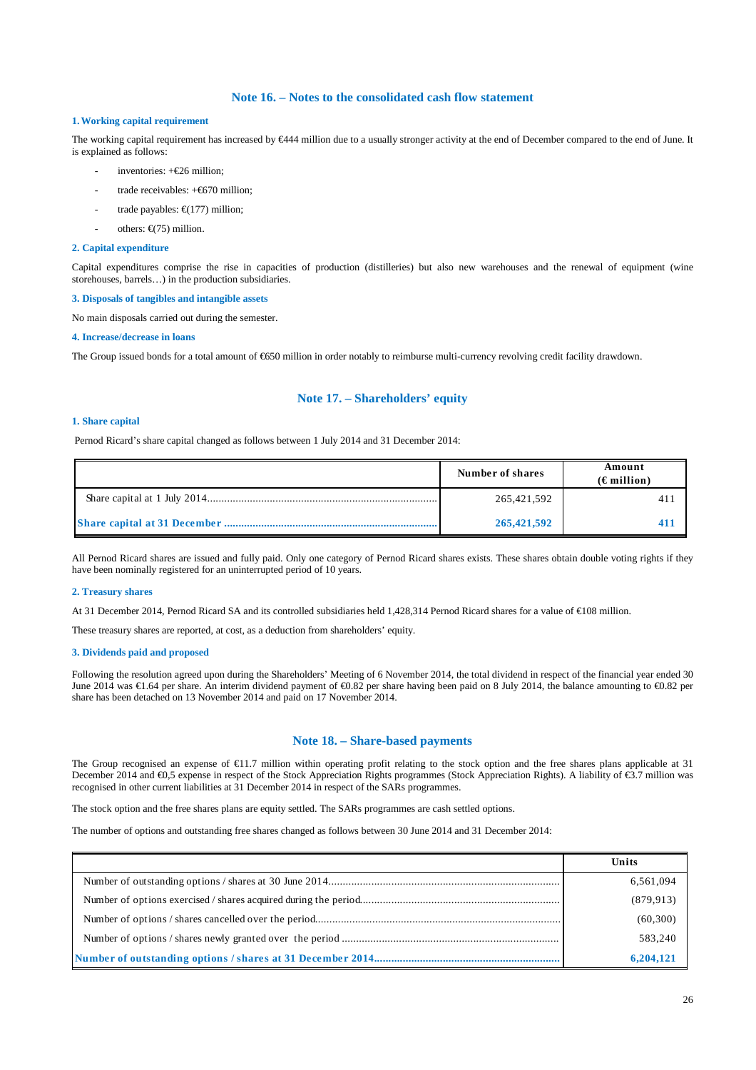## Note 16. – Notes to the consolidated cash flow statement

### 1. Working capital requirement

The working capital requirement has increased by €444 million due to a usually stronger activity at the end of December compared to the end of June. It is explained as follows:

- inventories: +€26 million;
- trade receivables: +€670 million;
- trade payables: €(177) million;
- others: €(75) million.

### 2. Capital expenditure

Capital expenditures comprise the rise in capacities of production (distilleries) but also new warehouses and the renewal of equipment (wine storehouses, barrels…) in the production subsidiaries.

### 3. Disposals of tangibles and intangible assets

No main disposals carried out during the semester.

### 4. Increase/decrease in loans

The Group issued bonds for a total amount of €650 million in order notably to reimburse multi-currency revolving credit facility drawdown.

## Note 17. – Shareholders' equity

### 1. Share capital

Pernod Ricard's share capital changed as follows between 1 July 2014 and 31 December 2014:

| | Number of shares | Amount (€ million) |
|---|---|---|
| Share capital at 1 July 2014 | 265,421,592 | 411 |
| **Share capital at 31 December** | **265,421,592** | **411** |

All Pernod Ricard shares are issued and fully paid. Only one category of Pernod Ricard shares exists. These shares obtain double voting rights if they have been nominally registered for an uninterrupted period of 10 years.

### 2. Treasury shares

At 31 December 2014, Pernod Ricard SA and its controlled subsidiaries held 1,428,314 Pernod Ricard shares for a value of €108 million.

These treasury shares are reported, at cost, as a deduction from shareholders' equity.

### 3. Dividends paid and proposed

Following the resolution agreed upon during the Shareholders' Meeting of 6 November 2014, the total dividend in respect of the financial year ended 30 June 2014 was €1.64 per share. An interim dividend payment of €0.82 per share having been paid on 8 July 2014, the balance amounting to €0.82 per share has been detached on 13 November 2014 and paid on 17 November 2014.

## Note 18. – Share-based payments

The Group recognised an expense of €11.7 million within operating profit relating to the stock option and the free shares plans applicable at 31 December 2014 and €0,5 expense in respect of the Stock Appreciation Rights programmes (Stock Appreciation Rights). A liability of €3.7 million was recognised in other current liabilities at 31 December 2014 in respect of the SARs programmes.

The stock option and the free shares plans are equity settled. The SARs programmes are cash settled options.

The number of options and outstanding free shares changed as follows between 30 June 2014 and 31 December 2014:

| | Units |
|---|---|
| Number of outstanding options / shares at 30 June 2014 | 6,561,094 |
| Number of options exercised / shares acquired during the period | (879,913) |
| Number of options / shares cancelled over the period | (60,300) |
| Number of options / shares newly granted over the period | 583,240 |
| **Number of outstanding options / shares at 31 December 2014** | **6,204,121** |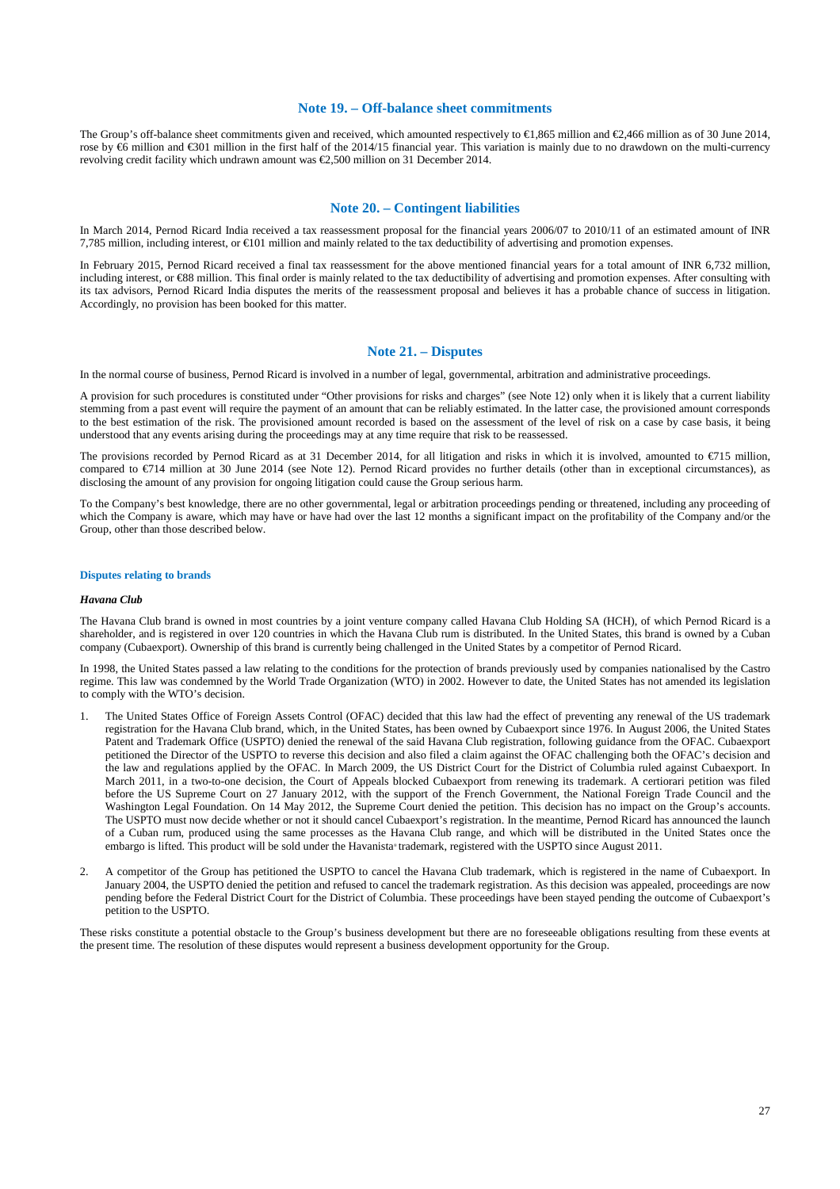## Note 19. – Off-balance sheet commitments

The Group's off-balance sheet commitments given and received, which amounted respectively to €1,865 million and €2,466 million as of 30 June 2014, rose by €6 million and €301 million in the first half of the 2014/15 financial year. This variation is mainly due to no drawdown on the multi-currency revolving credit facility which undrawn amount was €2,500 million on 31 December 2014.

## Note 20. – Contingent liabilities

In March 2014, Pernod Ricard India received a tax reassessment proposal for the financial years 2006/07 to 2010/11 of an estimated amount of INR 7,785 million, including interest, or €101 million and mainly related to the tax deductibility of advertising and promotion expenses.

In February 2015, Pernod Ricard received a final tax reassessment for the above mentioned financial years for a total amount of INR 6,732 million, including interest, or €88 million. This final order is mainly related to the tax deductibility of advertising and promotion expenses. After consulting with its tax advisors, Pernod Ricard India disputes the merits of the reassessment proposal and believes it has a probable chance of success in litigation. Accordingly, no provision has been booked for this matter.

## Note 21. – Disputes

In the normal course of business, Pernod Ricard is involved in a number of legal, governmental, arbitration and administrative proceedings.

A provision for such procedures is constituted under "Other provisions for risks and charges" (see Note 12) only when it is likely that a current liability stemming from a past event will require the payment of an amount that can be reliably estimated. In the latter case, the provisioned amount corresponds to the best estimation of the risk. The provisioned amount recorded is based on the assessment of the level of risk on a case by case basis, it being understood that any events arising during the proceedings may at any time require that risk to be reassessed.

The provisions recorded by Pernod Ricard as at 31 December 2014, for all litigation and risks in which it is involved, amounted to €715 million, compared to €714 million at 30 June 2014 (see Note 12). Pernod Ricard provides no further details (other than in exceptional circumstances), as disclosing the amount of any provision for ongoing litigation could cause the Group serious harm.

To the Company's best knowledge, there are no other governmental, legal or arbitration proceedings pending or threatened, including any proceeding of which the Company is aware, which may have or have had over the last 12 months a significant impact on the profitability of the Company and/or the Group, other than those described below.

### Disputes relating to brands

#### *Havana Club*

The Havana Club brand is owned in most countries by a joint venture company called Havana Club Holding SA (HCH), of which Pernod Ricard is a shareholder, and is registered in over 120 countries in which the Havana Club rum is distributed. In the United States, this brand is owned by a Cuban company (Cubaexport). Ownership of this brand is currently being challenged in the United States by a competitor of Pernod Ricard.

In 1998, the United States passed a law relating to the conditions for the protection of brands previously used by companies nationalised by the Castro regime. This law was condemned by the World Trade Organization (WTO) in 2002. However to date, the United States has not amended its legislation to comply with the WTO's decision.

1. The United States Office of Foreign Assets Control (OFAC) decided that this law had the effect of preventing any renewal of the US trademark registration for the Havana Club brand, which, in the United States, has been owned by Cubaexport since 1976. In August 2006, the United States Patent and Trademark Office (USPTO) denied the renewal of the said Havana Club registration, following guidance from the OFAC. Cubaexport petitioned the Director of the USPTO to reverse this decision and also filed a claim against the OFAC challenging both the OFAC's decision and the law and regulations applied by the OFAC. In March 2009, the US District Court for the District of Columbia ruled against Cubaexport. In March 2011, in a two-to-one decision, the Court of Appeals blocked Cubaexport from renewing its trademark. A certiorari petition was filed before the US Supreme Court on 27 January 2012, with the support of the French Government, the National Foreign Trade Council and the Washington Legal Foundation. On 14 May 2012, the Supreme Court denied the petition. This decision has no impact on the Group's accounts. The USPTO must now decide whether or not it should cancel Cubaexport's registration. In the meantime, Pernod Ricard has announced the launch of a Cuban rum, produced using the same processes as the Havana Club range, and which will be distributed in the United States once the embargo is lifted. This product will be sold under the Havanista® trademark, registered with the USPTO since August 2011.

2. A competitor of the Group has petitioned the USPTO to cancel the Havana Club trademark, which is registered in the name of Cubaexport. In January 2004, the USPTO denied the petition and refused to cancel the trademark registration. As this decision was appealed, proceedings are now pending before the Federal District Court for the District of Columbia. These proceedings have been stayed pending the outcome of Cubaexport's petition to the USPTO.

These risks constitute a potential obstacle to the Group's business development but there are no foreseeable obligations resulting from these events at the present time. The resolution of these disputes would represent a business development opportunity for the Group.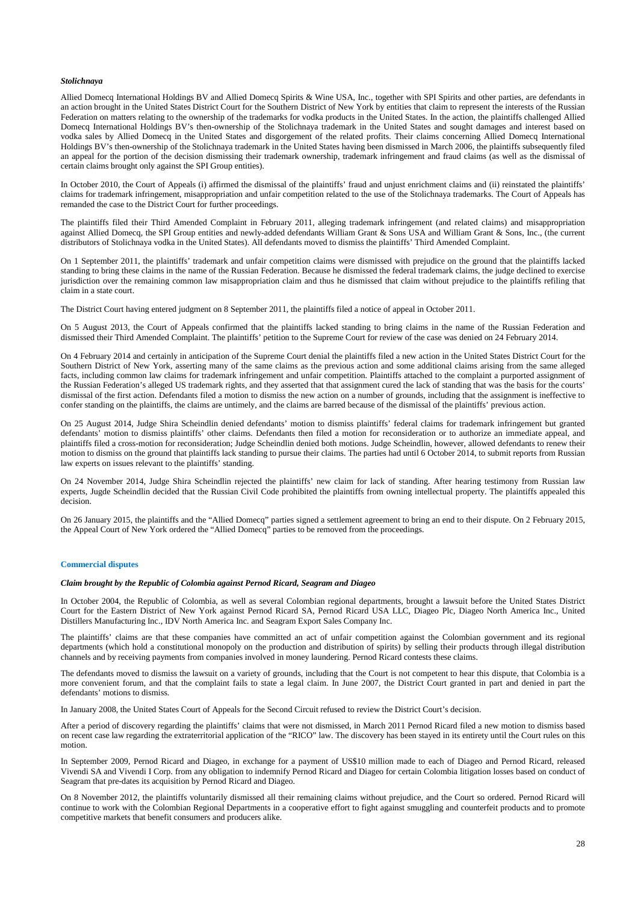#### *Stolichnaya*

Allied Domecq International Holdings BV and Allied Domecq Spirits & Wine USA, Inc., together with SPI Spirits and other parties, are defendants in an action brought in the United States District Court for the Southern District of New York by entities that claim to represent the interests of the Russian Federation on matters relating to the ownership of the trademarks for vodka products in the United States. In the action, the plaintiffs challenged Allied Domecq International Holdings BV's then-ownership of the Stolichnaya trademark in the United States and sought damages and interest based on vodka sales by Allied Domecq in the United States and disgorgement of the related profits. Their claims concerning Allied Domecq International Holdings BV's then-ownership of the Stolichnaya trademark in the United States having been dismissed in March 2006, the plaintiffs subsequently filed an appeal for the portion of the decision dismissing their trademark ownership, trademark infringement and fraud claims (as well as the dismissal of certain claims brought only against the SPI Group entities).

In October 2010, the Court of Appeals (i) affirmed the dismissal of the plaintiffs' fraud and unjust enrichment claims and (ii) reinstated the plaintiffs' claims for trademark infringement, misappropriation and unfair competition related to the use of the Stolichnaya trademarks. The Court of Appeals has remanded the case to the District Court for further proceedings.

The plaintiffs filed their Third Amended Complaint in February 2011, alleging trademark infringement (and related claims) and misappropriation against Allied Domecq, the SPI Group entities and newly-added defendants William Grant & Sons USA and William Grant & Sons, Inc., (the current distributors of Stolichnaya vodka in the United States). All defendants moved to dismiss the plaintiffs' Third Amended Complaint.

On 1 September 2011, the plaintiffs' trademark and unfair competition claims were dismissed with prejudice on the ground that the plaintiffs lacked standing to bring these claims in the name of the Russian Federation. Because he dismissed the federal trademark claims, the judge declined to exercise jurisdiction over the remaining common law misappropriation claim and thus he dismissed that claim without prejudice to the plaintiffs refiling that claim in a state court.

The District Court having entered judgment on 8 September 2011, the plaintiffs filed a notice of appeal in October 2011.

On 5 August 2013, the Court of Appeals confirmed that the plaintiffs lacked standing to bring claims in the name of the Russian Federation and dismissed their Third Amended Complaint. The plaintiffs' petition to the Supreme Court for review of the case was denied on 24 February 2014.

On 4 February 2014 and certainly in anticipation of the Supreme Court denial the plaintiffs filed a new action in the United States District Court for the Southern District of New York, asserting many of the same claims as the previous action and some additional claims arising from the same alleged facts, including common law claims for trademark infringement and unfair competition. Plaintiffs attached to the complaint a purported assignment of the Russian Federation's alleged US trademark rights, and they asserted that that assignment cured the lack of standing that was the basis for the courts' dismissal of the first action. Defendants filed a motion to dismiss the new action on a number of grounds, including that the assignment is ineffective to confer standing on the plaintiffs, the claims are untimely, and the claims are barred because of the dismissal of the plaintiffs' previous action.

On 25 August 2014, Judge Shira Scheindlin denied defendants' motion to dismiss plaintiffs' federal claims for trademark infringement but granted defendants' motion to dismiss plaintiffs' other claims. Defendants then filed a motion for reconsideration or to authorize an immediate appeal, and plaintiffs filed a cross-motion for reconsideration; Judge Scheindlin denied both motions. Judge Scheindlin, however, allowed defendants to renew their motion to dismiss on the ground that plaintiffs lack standing to pursue their claims. The parties had until 6 October 2014, to submit reports from Russian law experts on issues relevant to the plaintiffs' standing.

On 24 November 2014, Judge Shira Scheindlin rejected the plaintiffs' new claim for lack of standing. After hearing testimony from Russian law experts, Jugde Scheindlin decided that the Russian Civil Code prohibited the plaintiffs from owning intellectual property. The plaintiffs appealed this decision.

On 26 January 2015, the plaintiffs and the "Allied Domecq" parties signed a settlement agreement to bring an end to their dispute. On 2 February 2015, the Appeal Court of New York ordered the "Allied Domecq" parties to be removed from the proceedings.

### Commercial disputes

#### *Claim brought by the Republic of Colombia against Pernod Ricard, Seagram and Diageo*

In October 2004, the Republic of Colombia, as well as several Colombian regional departments, brought a lawsuit before the United States District Court for the Eastern District of New York against Pernod Ricard SA, Pernod Ricard USA LLC, Diageo Plc, Diageo North America Inc., United Distillers Manufacturing Inc., IDV North America Inc. and Seagram Export Sales Company Inc.

The plaintiffs' claims are that these companies have committed an act of unfair competition against the Colombian government and its regional departments (which hold a constitutional monopoly on the production and distribution of spirits) by selling their products through illegal distribution channels and by receiving payments from companies involved in money laundering. Pernod Ricard contests these claims.

The defendants moved to dismiss the lawsuit on a variety of grounds, including that the Court is not competent to hear this dispute, that Colombia is a more convenient forum, and that the complaint fails to state a legal claim. In June 2007, the District Court granted in part and denied in part the defendants' motions to dismiss.

In January 2008, the United States Court of Appeals for the Second Circuit refused to review the District Court's decision.

After a period of discovery regarding the plaintiffs' claims that were not dismissed, in March 2011 Pernod Ricard filed a new motion to dismiss based on recent case law regarding the extraterritorial application of the "RICO" law. The discovery has been stayed in its entirety until the Court rules on this motion.

In September 2009, Pernod Ricard and Diageo, in exchange for a payment of US$10 million made to each of Diageo and Pernod Ricard, released Vivendi SA and Vivendi I Corp. from any obligation to indemnify Pernod Ricard and Diageo for certain Colombia litigation losses based on conduct of Seagram that pre-dates its acquisition by Pernod Ricard and Diageo.

On 8 November 2012, the plaintiffs voluntarily dismissed all their remaining claims without prejudice, and the Court so ordered. Pernod Ricard will continue to work with the Colombian Regional Departments in a cooperative effort to fight against smuggling and counterfeit products and to promote competitive markets that benefit consumers and producers alike.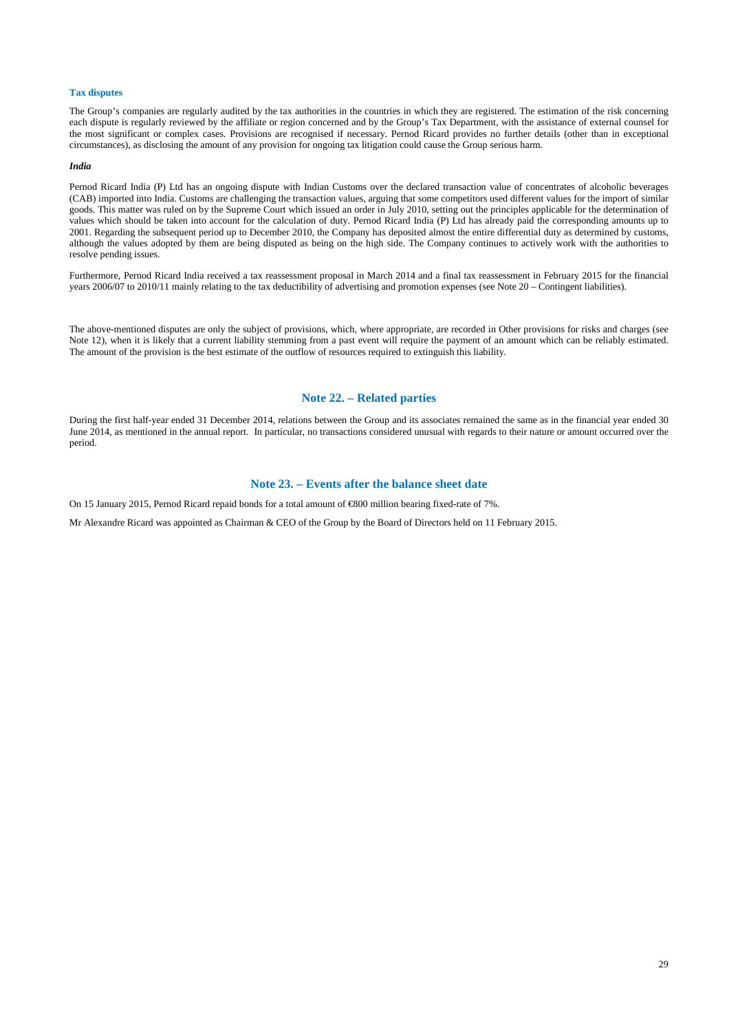### Tax disputes

The Group's companies are regularly audited by the tax authorities in the countries in which they are registered. The estimation of the risk concerning each dispute is regularly reviewed by the affiliate or region concerned and by the Group's Tax Department, with the assistance of external counsel for the most significant or complex cases. Provisions are recognised if necessary. Pernod Ricard provides no further details (other than in exceptional circumstances), as disclosing the amount of any provision for ongoing tax litigation could cause the Group serious harm.

***India***

Pernod Ricard India (P) Ltd has an ongoing dispute with Indian Customs over the declared transaction value of concentrates of alcoholic beverages (CAB) imported into India. Customs are challenging the transaction values, arguing that some competitors used different values for the import of similar goods. This matter was ruled on by the Supreme Court which issued an order in July 2010, setting out the principles applicable for the determination of values which should be taken into account for the calculation of duty. Pernod Ricard India (P) Ltd has already paid the corresponding amounts up to 2001. Regarding the subsequent period up to December 2010, the Company has deposited almost the entire differential duty as determined by customs, although the values adopted by them are being disputed as being on the high side. The Company continues to actively work with the authorities to resolve pending issues.

Furthermore, Pernod Ricard India received a tax reassessment proposal in March 2014 and a final tax reassessment in February 2015 for the financial years 2006/07 to 2010/11 mainly relating to the tax deductibility of advertising and promotion expenses (see Note 20 – Contingent liabilities).

The above-mentioned disputes are only the subject of provisions, which, where appropriate, are recorded in Other provisions for risks and charges (see Note 12), when it is likely that a current liability stemming from a past event will require the payment of an amount which can be reliably estimated. The amount of the provision is the best estimate of the outflow of resources required to extinguish this liability.

## Note 22. – Related parties

During the first half-year ended 31 December 2014, relations between the Group and its associates remained the same as in the financial year ended 30 June 2014, as mentioned in the annual report. In particular, no transactions considered unusual with regards to their nature or amount occurred over the period.

## Note 23. – Events after the balance sheet date

On 15 January 2015, Pernod Ricard repaid bonds for a total amount of €800 million bearing fixed-rate of 7%.

Mr Alexandre Ricard was appointed as Chairman & CEO of the Group by the Board of Directors held on 11 February 2015.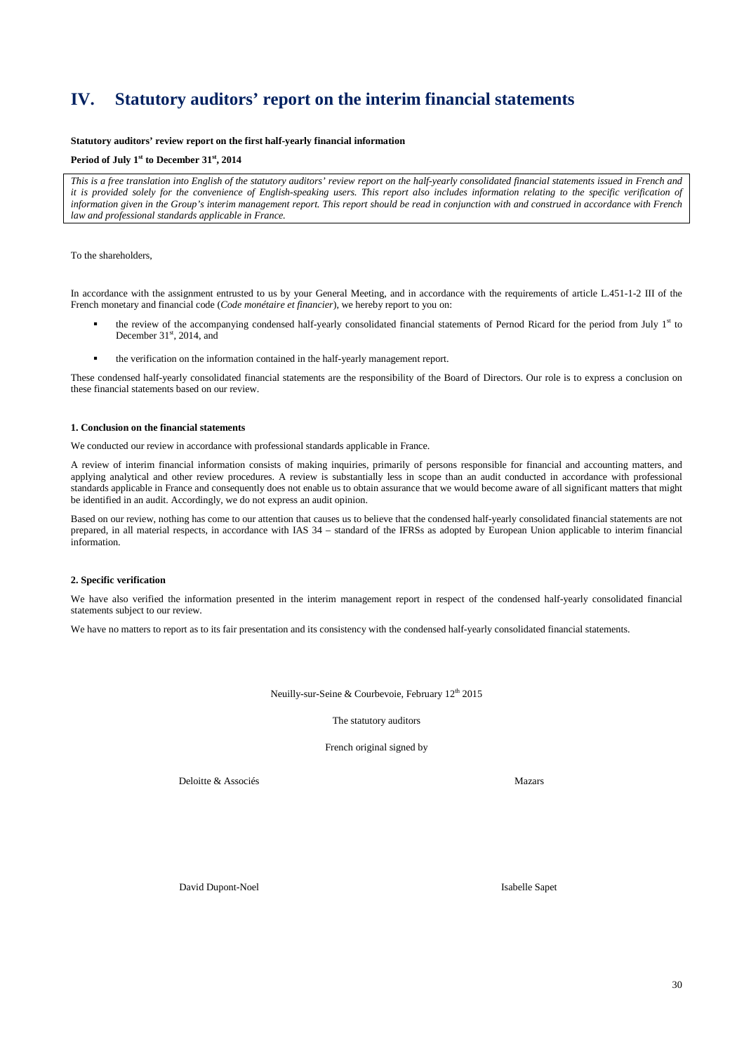# IV. Statutory auditors' report on the interim financial statements

**Statutory auditors' review report on the first half-yearly financial information**

**Period of July 1st to December 31st, 2014**

*This is a free translation into English of the statutory auditors' review report on the half-yearly consolidated financial statements issued in French and it is provided solely for the convenience of English-speaking users. This report also includes information relating to the specific verification of information given in the Group's interim management report. This report should be read in conjunction with and construed in accordance with French law and professional standards applicable in France.*

To the shareholders,

In accordance with the assignment entrusted to us by your General Meeting, and in accordance with the requirements of article L.451-1-2 III of the French monetary and financial code (*Code monétaire et financier*), we hereby report to you on:

- the review of the accompanying condensed half-yearly consolidated financial statements of Pernod Ricard for the period from July 1st to December 31st, 2014, and
- the verification on the information contained in the half-yearly management report.

These condensed half-yearly consolidated financial statements are the responsibility of the Board of Directors. Our role is to express a conclusion on these financial statements based on our review.

**1. Conclusion on the financial statements**

We conducted our review in accordance with professional standards applicable in France.

A review of interim financial information consists of making inquiries, primarily of persons responsible for financial and accounting matters, and applying analytical and other review procedures. A review is substantially less in scope than an audit conducted in accordance with professional standards applicable in France and consequently does not enable us to obtain assurance that we would become aware of all significant matters that might be identified in an audit. Accordingly, we do not express an audit opinion.

Based on our review, nothing has come to our attention that causes us to believe that the condensed half-yearly consolidated financial statements are not prepared, in all material respects, in accordance with IAS 34 – standard of the IFRSs as adopted by European Union applicable to interim financial information.

**2. Specific verification**

We have also verified the information presented in the interim management report in respect of the condensed half-yearly consolidated financial statements subject to our review.

We have no matters to report as to its fair presentation and its consistency with the condensed half-yearly consolidated financial statements.

Neuilly-sur-Seine & Courbevoie, February 12th 2015

The statutory auditors

French original signed by

| | |
|---|---|
| Deloitte & Associés | Mazars |
| David Dupont-Noel | Isabelle Sapet |